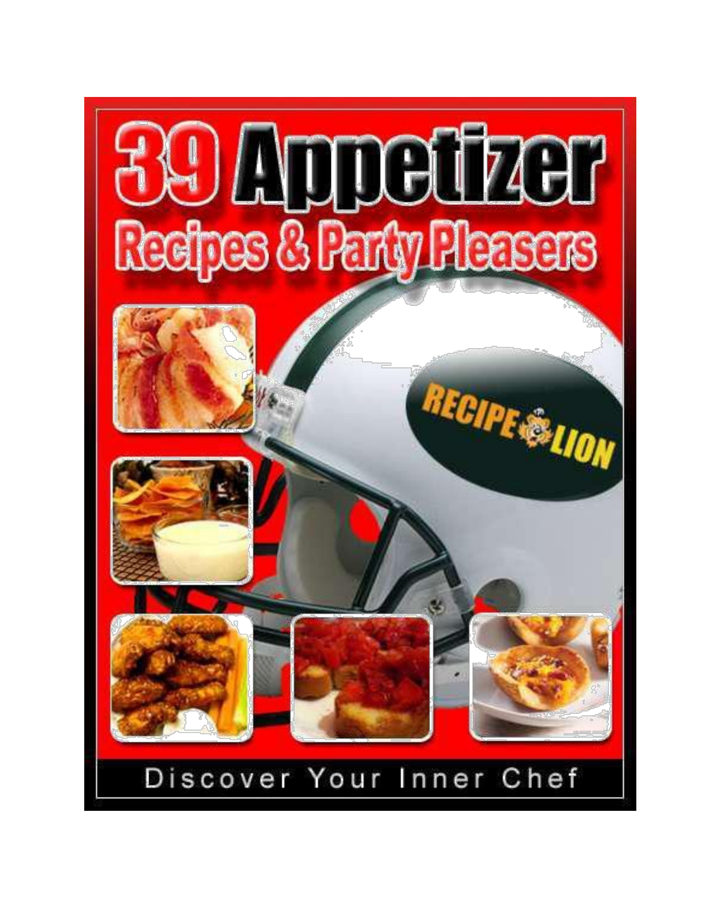# 39 Appetizer Recipes & Party Pleasers

RECIPE LION

Discover Your Inner Chef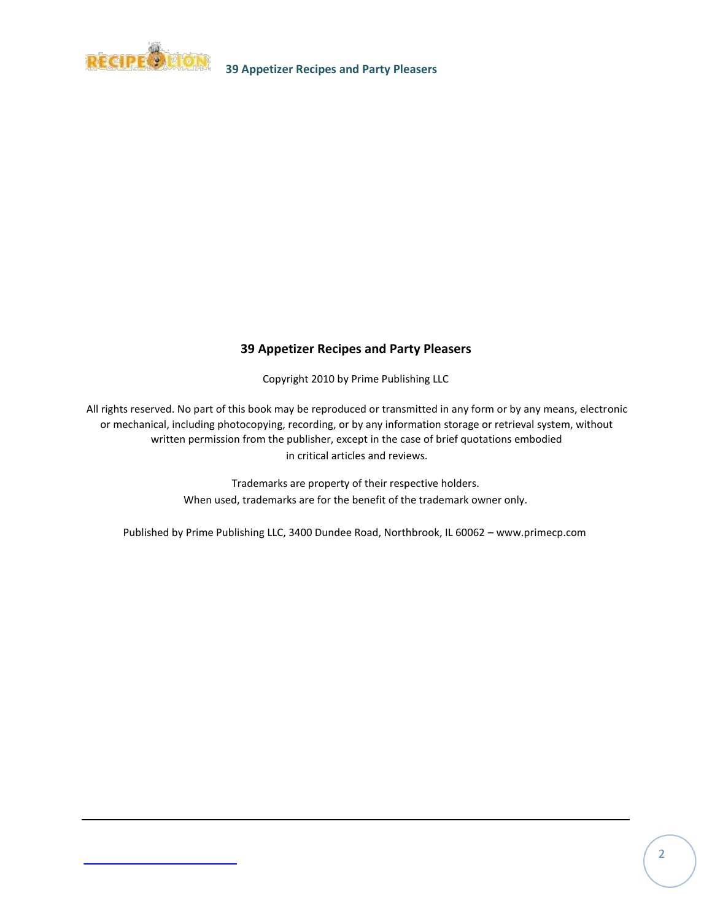## 39 Appetizer Recipes and Party Pleasers

Copyright 2010 by Prime Publishing LLC

All rights reserved. No part of this book may be reproduced or transmitted in any form or by any means, electronic or mechanical, including photocopying, recording, or by any information storage or retrieval system, without written permission from the publisher, except in the case of brief quotations embodied in critical articles and reviews.

Trademarks are property of their respective holders.
When used, trademarks are for the benefit of the trademark owner only.

Published by Prime Publishing LLC, 3400 Dundee Road, Northbrook, IL 60062 – www.primecp.com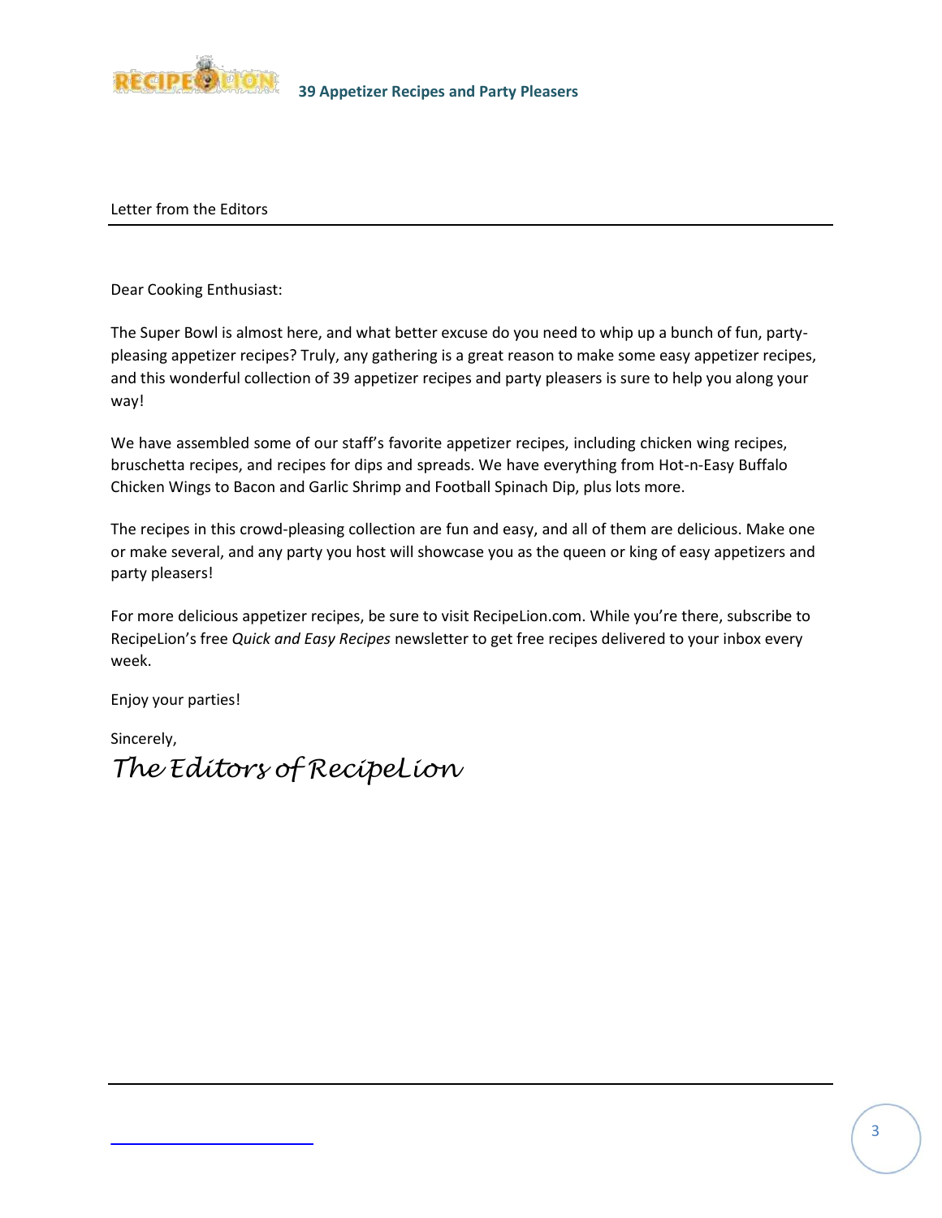## Letter from the Editors

Dear Cooking Enthusiast:

The Super Bowl is almost here, and what better excuse do you need to whip up a bunch of fun, party-pleasing appetizer recipes? Truly, any gathering is a great reason to make some easy appetizer recipes, and this wonderful collection of 39 appetizer recipes and party pleasers is sure to help you along your way!

We have assembled some of our staff's favorite appetizer recipes, including chicken wing recipes, bruschetta recipes, and recipes for dips and spreads. We have everything from Hot-n-Easy Buffalo Chicken Wings to Bacon and Garlic Shrimp and Football Spinach Dip, plus lots more.

The recipes in this crowd-pleasing collection are fun and easy, and all of them are delicious. Make one or make several, and any party you host will showcase you as the queen or king of easy appetizers and party pleasers!

For more delicious appetizer recipes, be sure to visit RecipeLion.com. While you're there, subscribe to RecipeLion's free *Quick and Easy Recipes* newsletter to get free recipes delivered to your inbox every week.

Enjoy your parties!

Sincerely,

*The Editors of RecipeLion*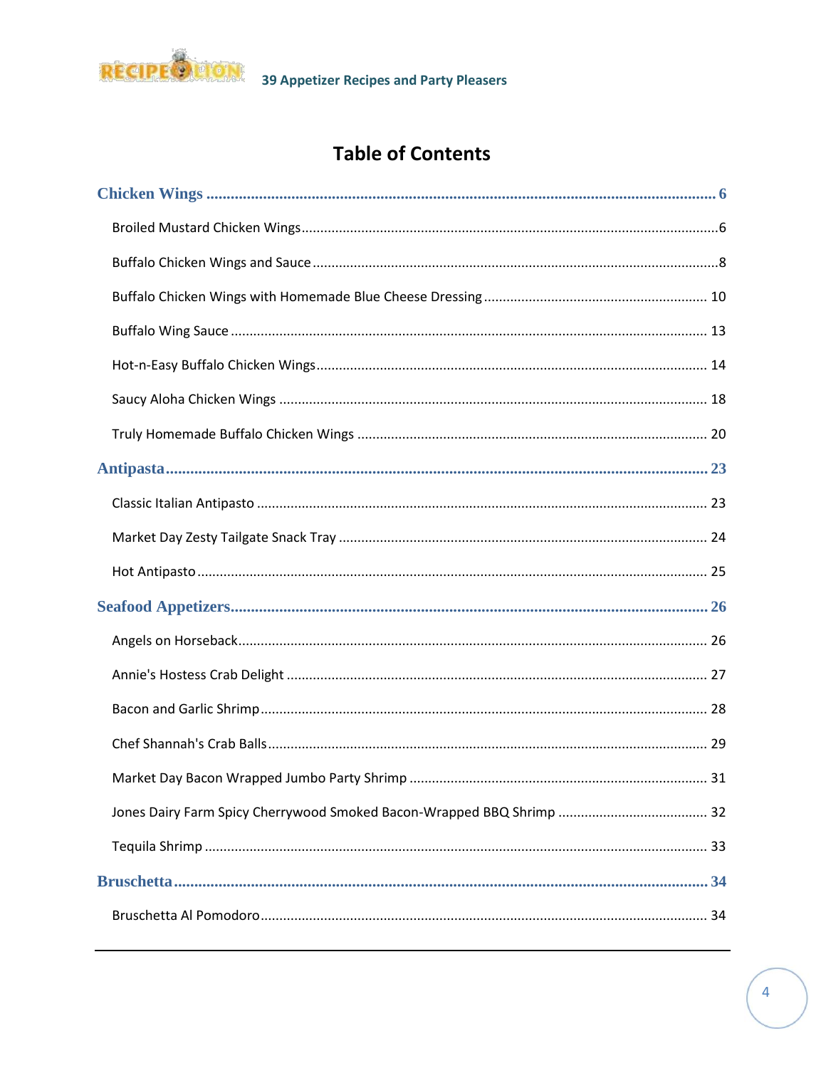# Table of Contents

**Chicken Wings** .... 6

- Broiled Mustard Chicken Wings .... 6
- Buffalo Chicken Wings and Sauce .... 8
- Buffalo Chicken Wings with Homemade Blue Cheese Dressing .... 10
- Buffalo Wing Sauce .... 13
- Hot-n-Easy Buffalo Chicken Wings .... 14
- Saucy Aloha Chicken Wings .... 18
- Truly Homemade Buffalo Chicken Wings .... 20

**Antipasta** .... 23

- Classic Italian Antipasto .... 23
- Market Day Zesty Tailgate Snack Tray .... 24
- Hot Antipasto .... 25

**Seafood Appetizers** .... 26

- Angels on Horseback .... 26
- Annie's Hostess Crab Delight .... 27
- Bacon and Garlic Shrimp .... 28
- Chef Shannah's Crab Balls .... 29
- Market Day Bacon Wrapped Jumbo Party Shrimp .... 31
- Jones Dairy Farm Spicy Cherrywood Smoked Bacon-Wrapped BBQ Shrimp .... 32
- Tequila Shrimp .... 33

**Bruschetta** .... 34

- Bruschetta Al Pomodoro .... 34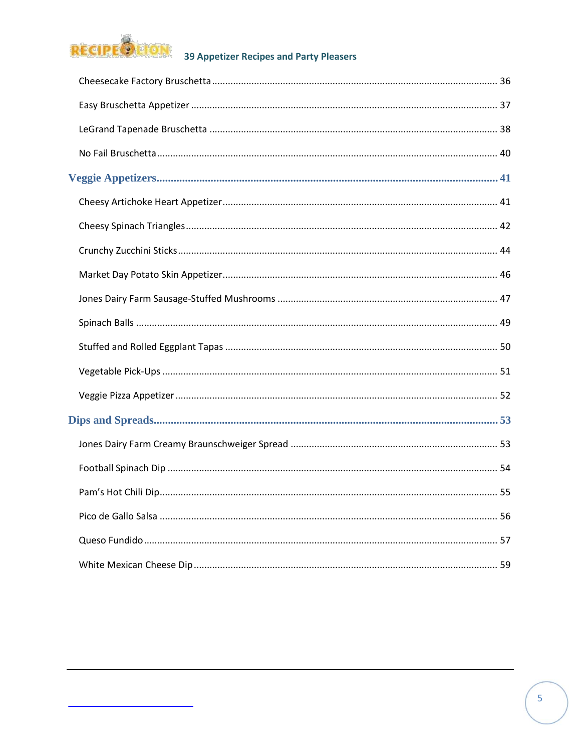Cheesecake Factory Bruschetta ........................................................................................................ 36

Easy Bruschetta Appetizer ................................................................................................................ 37

LeGrand Tapenade Bruschetta ......................................................................................................... 38

No Fail Bruschetta ............................................................................................................................. 40

**Veggie Appetizers** ........................................................................................................................ **41**

Cheesy Artichoke Heart Appetizer .................................................................................................... 41

Cheesy Spinach Triangles .................................................................................................................. 42

Crunchy Zucchini Sticks ..................................................................................................................... 44

Market Day Potato Skin Appetizer..................................................................................................... 46

Jones Dairy Farm Sausage-Stuffed Mushrooms ................................................................................ 47

Spinach Balls ...................................................................................................................................... 49

Stuffed and Rolled Eggplant Tapas .................................................................................................... 50

Vegetable Pick-Ups ............................................................................................................................ 51

Veggie Pizza Appetizer ....................................................................................................................... 52

**Dips and Spreads** ......................................................................................................................... **53**

Jones Dairy Farm Creamy Braunschweiger Spread ............................................................................ 53

Football Spinach Dip .......................................................................................................................... 54

Pam's Hot Chili Dip............................................................................................................................. 55

Pico de Gallo Salsa ............................................................................................................................. 56

Queso Fundido ................................................................................................................................... 57

White Mexican Cheese Dip ................................................................................................................. 59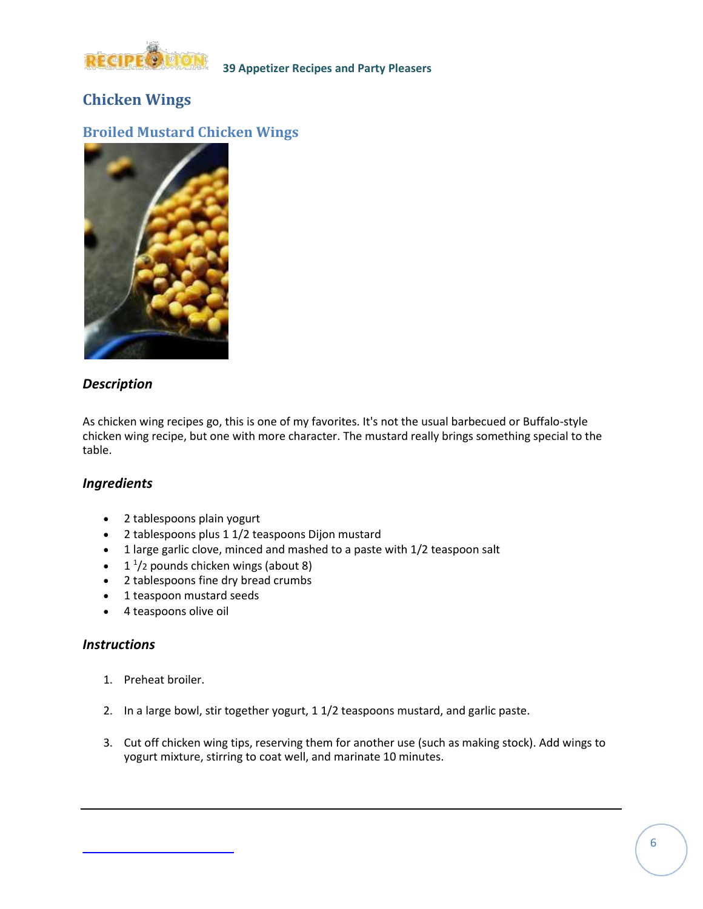# Chicken Wings

## Broiled Mustard Chicken Wings

### *Description*

As chicken wing recipes go, this is one of my favorites. It's not the usual barbecued or Buffalo-style chicken wing recipe, but one with more character. The mustard really brings something special to the table.

### *Ingredients*

- 2 tablespoons plain yogurt
- 2 tablespoons plus 1 1/2 teaspoons Dijon mustard
- 1 large garlic clove, minced and mashed to a paste with 1/2 teaspoon salt
- 1 1/2 pounds chicken wings (about 8)
- 2 tablespoons fine dry bread crumbs
- 1 teaspoon mustard seeds
- 4 teaspoons olive oil

### *Instructions*

1. Preheat broiler.
2. In a large bowl, stir together yogurt, 1 1/2 teaspoons mustard, and garlic paste.
3. Cut off chicken wing tips, reserving them for another use (such as making stock). Add wings to yogurt mixture, stirring to coat well, and marinate 10 minutes.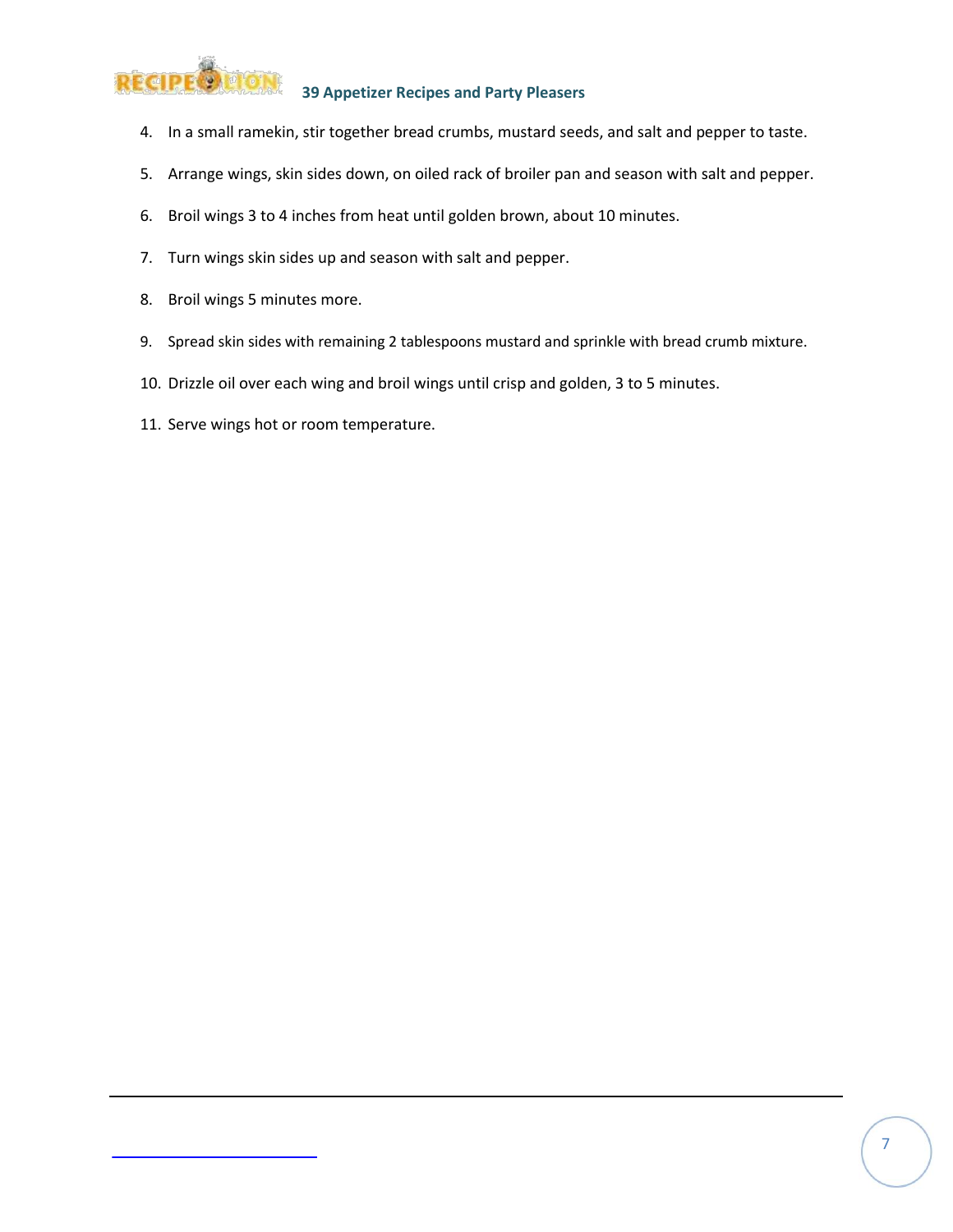4. In a small ramekin, stir together bread crumbs, mustard seeds, and salt and pepper to taste.
5. Arrange wings, skin sides down, on oiled rack of broiler pan and season with salt and pepper.
6. Broil wings 3 to 4 inches from heat until golden brown, about 10 minutes.
7. Turn wings skin sides up and season with salt and pepper.
8. Broil wings 5 minutes more.
9. Spread skin sides with remaining 2 tablespoons mustard and sprinkle with bread crumb mixture.
10. Drizzle oil over each wing and broil wings until crisp and golden, 3 to 5 minutes.
11. Serve wings hot or room temperature.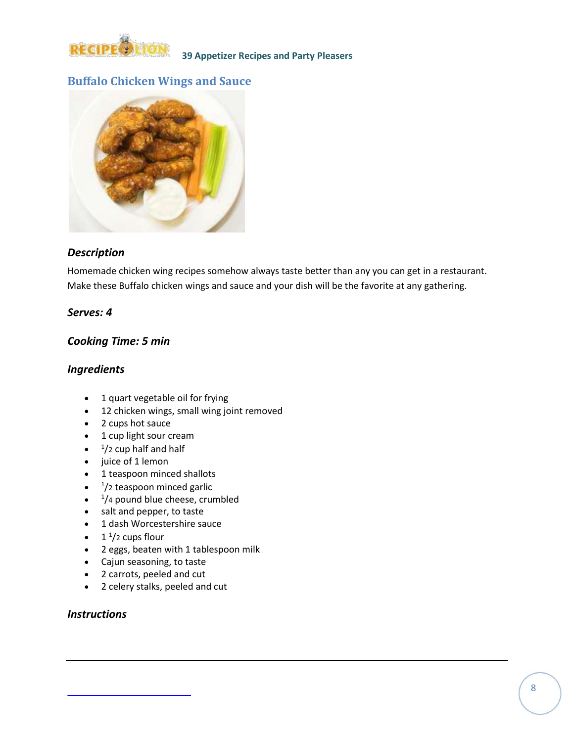## Buffalo Chicken Wings and Sauce

### *Description*

Homemade chicken wing recipes somehow always taste better than any you can get in a restaurant. Make these Buffalo chicken wings and sauce and your dish will be the favorite at any gathering.

### *Serves: 4*

### *Cooking Time: 5 min*

### *Ingredients*

- 1 quart vegetable oil for frying
- 12 chicken wings, small wing joint removed
- 2 cups hot sauce
- 1 cup light sour cream
- 1/2 cup half and half
- juice of 1 lemon
- 1 teaspoon minced shallots
- 1/2 teaspoon minced garlic
- 1/4 pound blue cheese, crumbled
- salt and pepper, to taste
- 1 dash Worcestershire sauce
- 1 1/2 cups flour
- 2 eggs, beaten with 1 tablespoon milk
- Cajun seasoning, to taste
- 2 carrots, peeled and cut
- 2 celery stalks, peeled and cut

### *Instructions*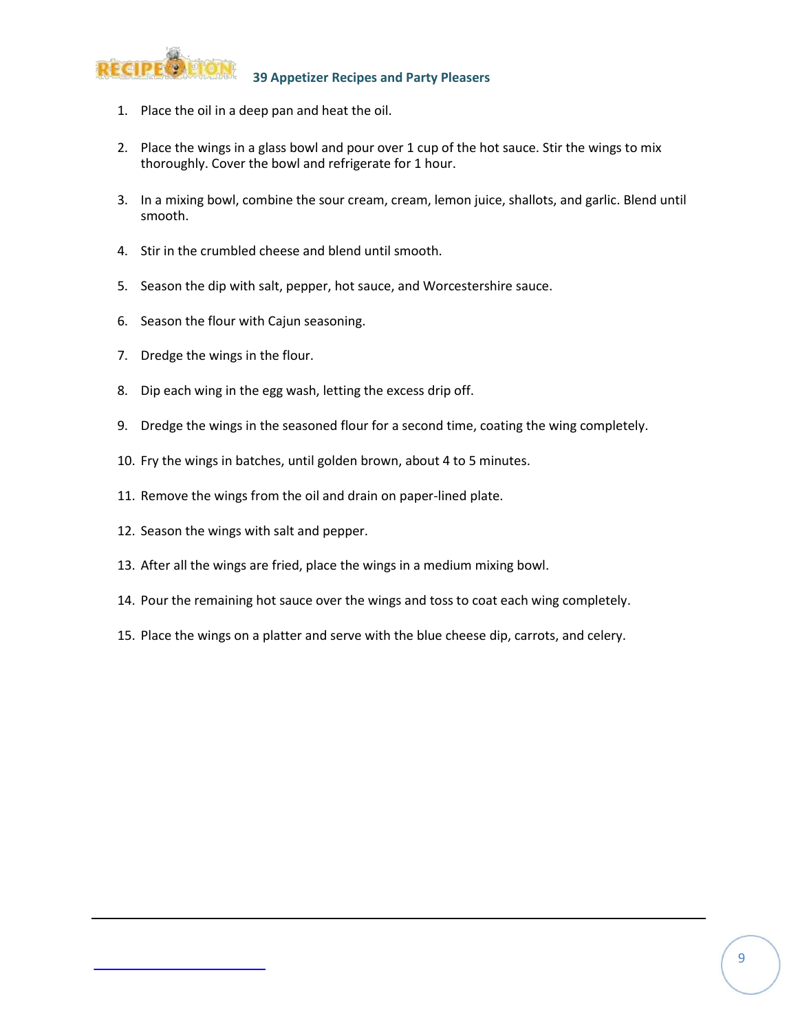1. Place the oil in a deep pan and heat the oil.

2. Place the wings in a glass bowl and pour over 1 cup of the hot sauce. Stir the wings to mix thoroughly. Cover the bowl and refrigerate for 1 hour.

3. In a mixing bowl, combine the sour cream, cream, lemon juice, shallots, and garlic. Blend until smooth.

4. Stir in the crumbled cheese and blend until smooth.

5. Season the dip with salt, pepper, hot sauce, and Worcestershire sauce.

6. Season the flour with Cajun seasoning.

7. Dredge the wings in the flour.

8. Dip each wing in the egg wash, letting the excess drip off.

9. Dredge the wings in the seasoned flour for a second time, coating the wing completely.

10. Fry the wings in batches, until golden brown, about 4 to 5 minutes.

11. Remove the wings from the oil and drain on paper-lined plate.

12. Season the wings with salt and pepper.

13. After all the wings are fried, place the wings in a medium mixing bowl.

14. Pour the remaining hot sauce over the wings and toss to coat each wing completely.

15. Place the wings on a platter and serve with the blue cheese dip, carrots, and celery.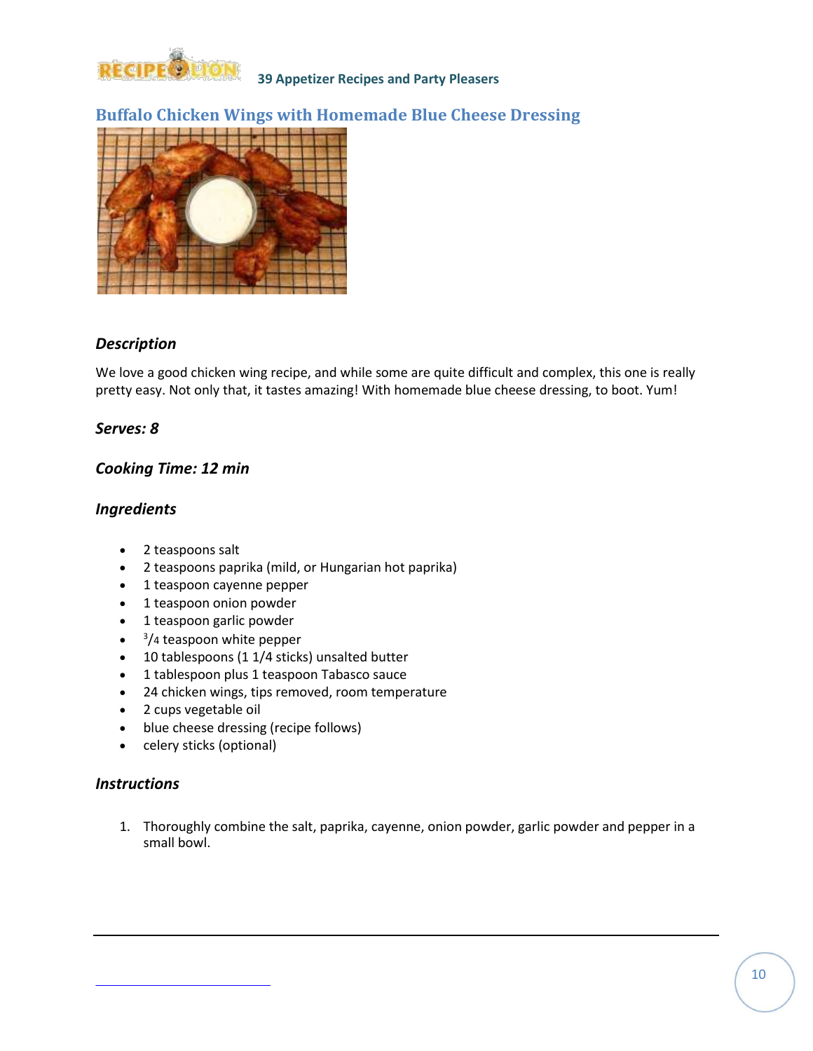## Buffalo Chicken Wings with Homemade Blue Cheese Dressing

### *Description*

We love a good chicken wing recipe, and while some are quite difficult and complex, this one is really pretty easy. Not only that, it tastes amazing! With homemade blue cheese dressing, to boot. Yum!

### *Serves: 8*

### *Cooking Time: 12 min*

### *Ingredients*

- 2 teaspoons salt
- 2 teaspoons paprika (mild, or Hungarian hot paprika)
- 1 teaspoon cayenne pepper
- 1 teaspoon onion powder
- 1 teaspoon garlic powder
- 3/4 teaspoon white pepper
- 10 tablespoons (1 1/4 sticks) unsalted butter
- 1 tablespoon plus 1 teaspoon Tabasco sauce
- 24 chicken wings, tips removed, room temperature
- 2 cups vegetable oil
- blue cheese dressing (recipe follows)
- celery sticks (optional)

### *Instructions*

1. Thoroughly combine the salt, paprika, cayenne, onion powder, garlic powder and pepper in a small bowl.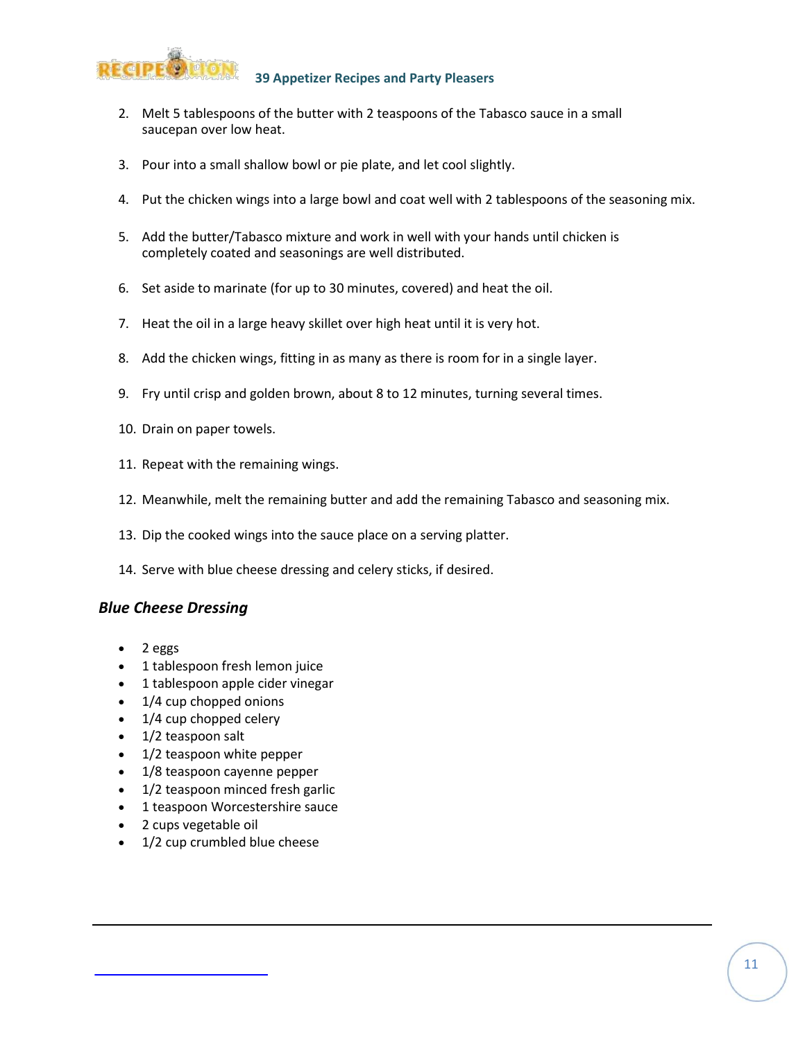2. Melt 5 tablespoons of the butter with 2 teaspoons of the Tabasco sauce in a small saucepan over low heat.

3. Pour into a small shallow bowl or pie plate, and let cool slightly.

4. Put the chicken wings into a large bowl and coat well with 2 tablespoons of the seasoning mix.

5. Add the butter/Tabasco mixture and work in well with your hands until chicken is completely coated and seasonings are well distributed.

6. Set aside to marinate (for up to 30 minutes, covered) and heat the oil.

7. Heat the oil in a large heavy skillet over high heat until it is very hot.

8. Add the chicken wings, fitting in as many as there is room for in a single layer.

9. Fry until crisp and golden brown, about 8 to 12 minutes, turning several times.

10. Drain on paper towels.

11. Repeat with the remaining wings.

12. Meanwhile, melt the remaining butter and add the remaining Tabasco and seasoning mix.

13. Dip the cooked wings into the sauce place on a serving platter.

14. Serve with blue cheese dressing and celery sticks, if desired.

### *Blue Cheese Dressing*

- 2 eggs
- 1 tablespoon fresh lemon juice
- 1 tablespoon apple cider vinegar
- 1/4 cup chopped onions
- 1/4 cup chopped celery
- 1/2 teaspoon salt
- 1/2 teaspoon white pepper
- 1/8 teaspoon cayenne pepper
- 1/2 teaspoon minced fresh garlic
- 1 teaspoon Worcestershire sauce
- 2 cups vegetable oil
- 1/2 cup crumbled blue cheese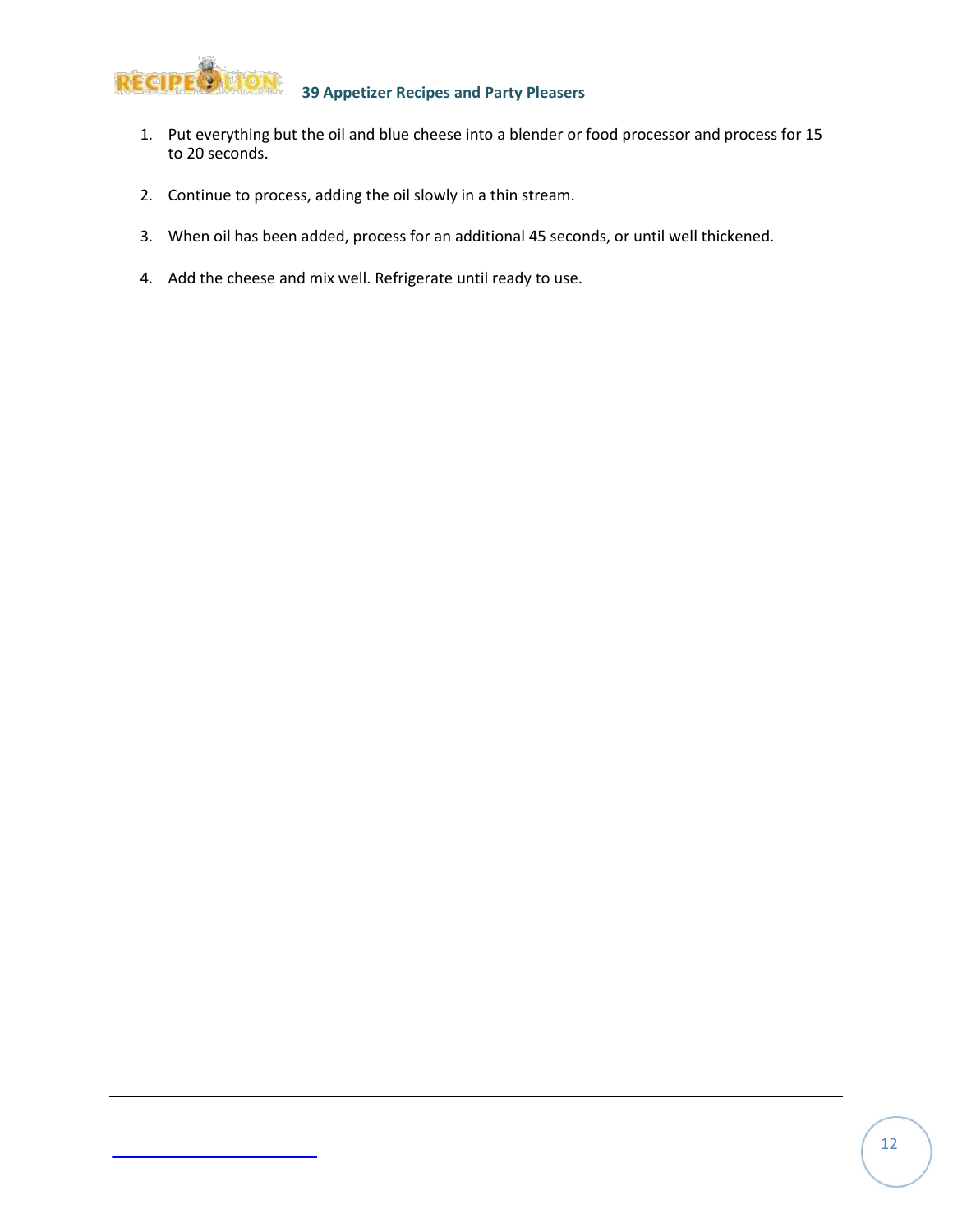1. Put everything but the oil and blue cheese into a blender or food processor and process for 15 to 20 seconds.

2. Continue to process, adding the oil slowly in a thin stream.

3. When oil has been added, process for an additional 45 seconds, or until well thickened.

4. Add the cheese and mix well. Refrigerate until ready to use.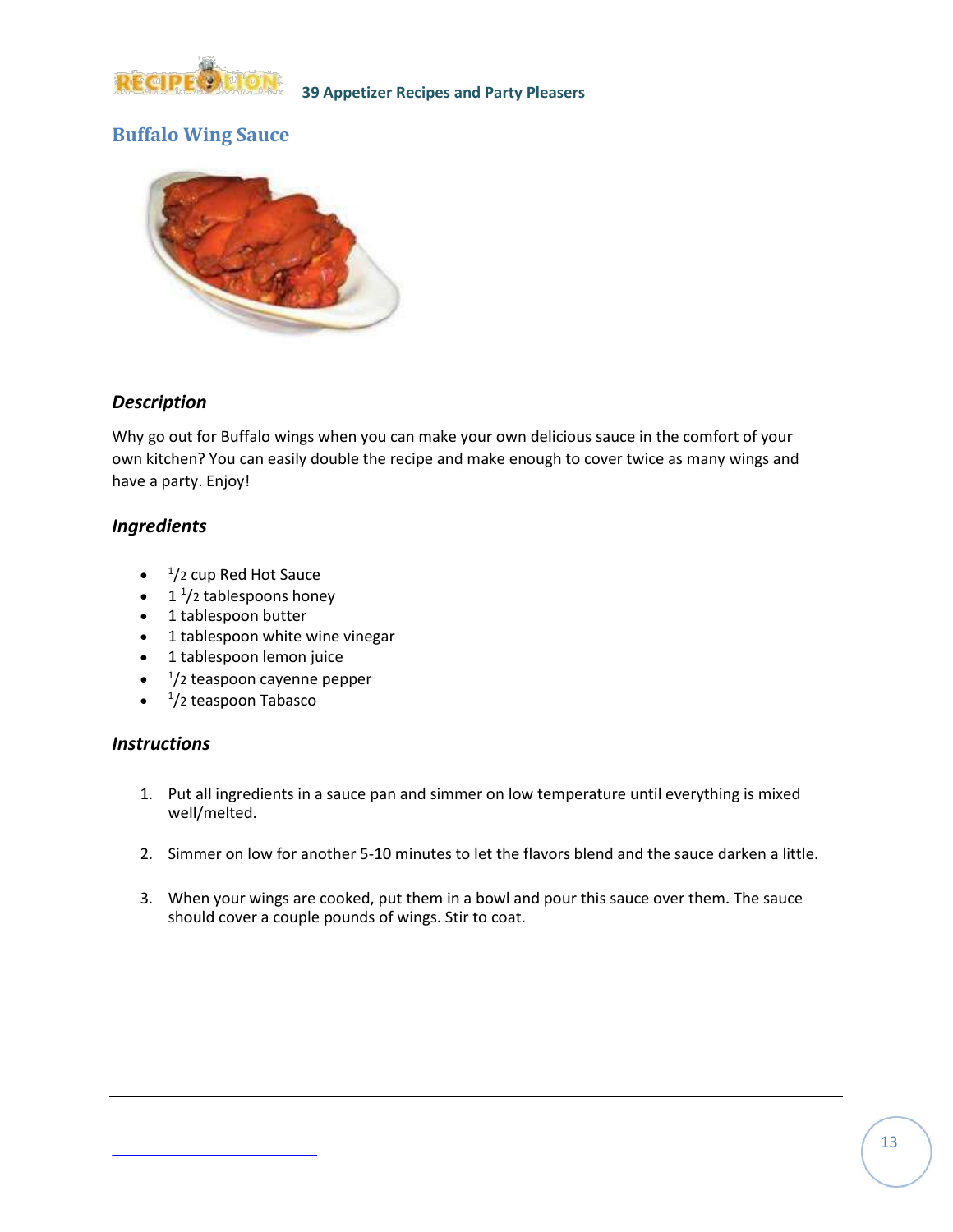## Buffalo Wing Sauce

### *Description*

Why go out for Buffalo wings when you can make your own delicious sauce in the comfort of your own kitchen? You can easily double the recipe and make enough to cover twice as many wings and have a party. Enjoy!

### *Ingredients*

- 1/2 cup Red Hot Sauce
- 1 1/2 tablespoons honey
- 1 tablespoon butter
- 1 tablespoon white wine vinegar
- 1 tablespoon lemon juice
- 1/2 teaspoon cayenne pepper
- 1/2 teaspoon Tabasco

### *Instructions*

1. Put all ingredients in a sauce pan and simmer on low temperature until everything is mixed well/melted.

2. Simmer on low for another 5-10 minutes to let the flavors blend and the sauce darken a little.

3. When your wings are cooked, put them in a bowl and pour this sauce over them. The sauce should cover a couple pounds of wings. Stir to coat.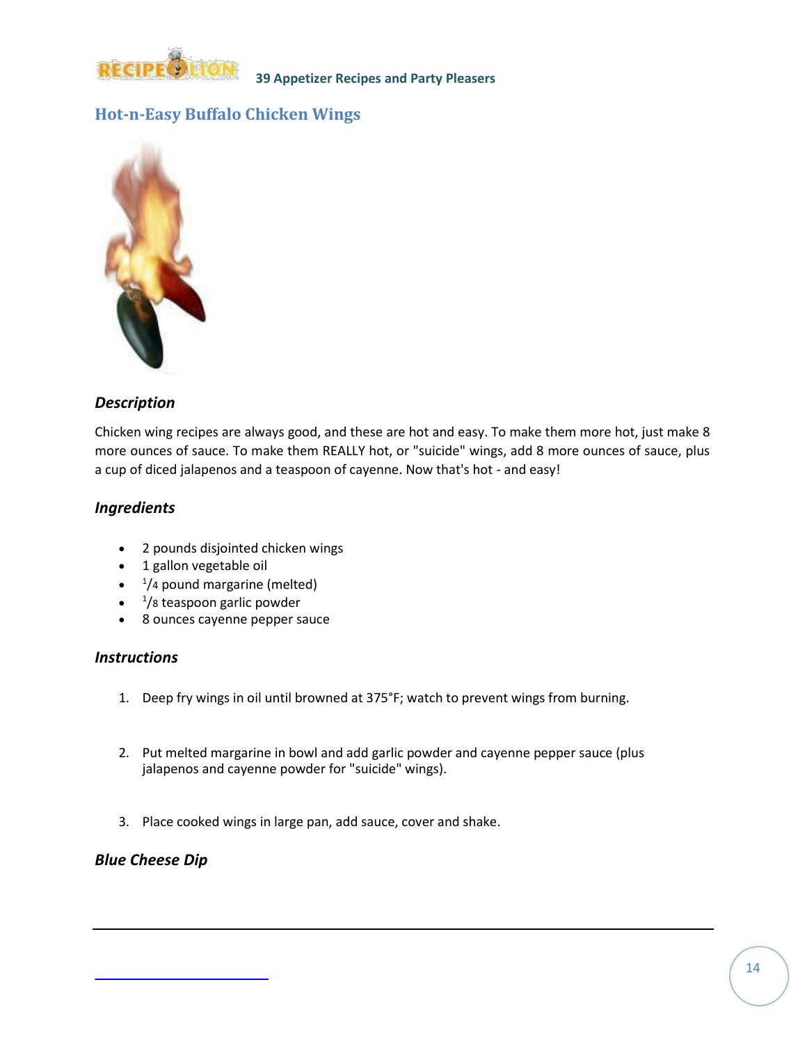## Hot-n-Easy Buffalo Chicken Wings

### *Description*

Chicken wing recipes are always good, and these are hot and easy. To make them more hot, just make 8 more ounces of sauce. To make them REALLY hot, or "suicide" wings, add 8 more ounces of sauce, plus a cup of diced jalapenos and a teaspoon of cayenne. Now that's hot - and easy!

### *Ingredients*

- 2 pounds disjointed chicken wings
- 1 gallon vegetable oil
- 1/4 pound margarine (melted)
- 1/8 teaspoon garlic powder
- 8 ounces cayenne pepper sauce

### *Instructions*

1. Deep fry wings in oil until browned at 375°F; watch to prevent wings from burning.
2. Put melted margarine in bowl and add garlic powder and cayenne pepper sauce (plus jalapenos and cayenne powder for "suicide" wings).
3. Place cooked wings in large pan, add sauce, cover and shake.

### *Blue Cheese Dip*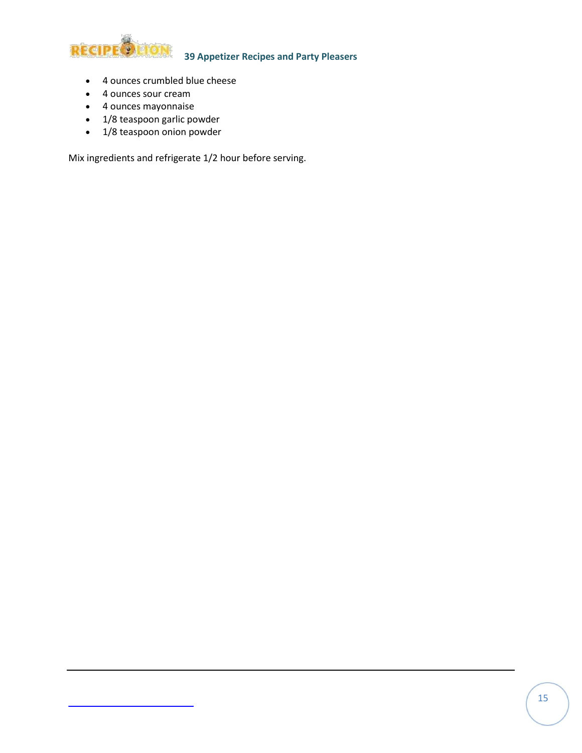- 4 ounces crumbled blue cheese
- 4 ounces sour cream
- 4 ounces mayonnaise
- 1/8 teaspoon garlic powder
- 1/8 teaspoon onion powder

Mix ingredients and refrigerate 1/2 hour before serving.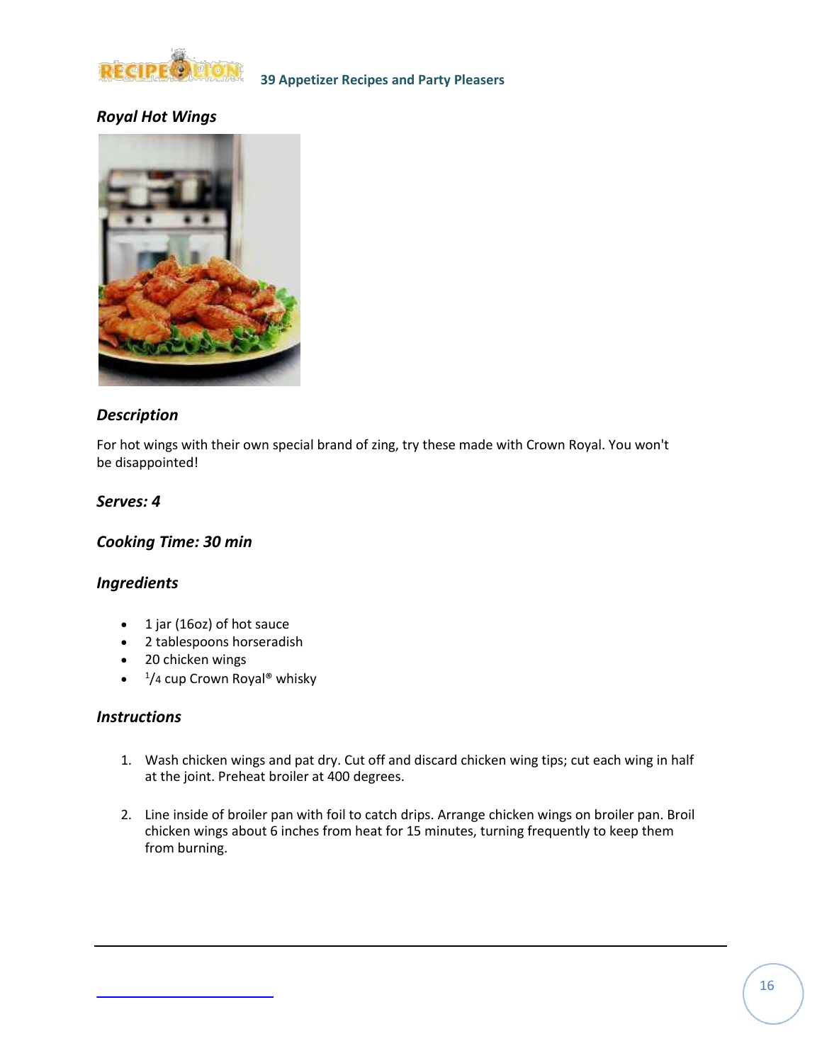## Royal Hot Wings

### Description

For hot wings with their own special brand of zing, try these made with Crown Royal. You won't be disappointed!

### Serves: 4

### Cooking Time: 30 min

### Ingredients

- 1 jar (16oz) of hot sauce
- 2 tablespoons horseradish
- 20 chicken wings
- 1/4 cup Crown Royal® whisky

### Instructions

1. Wash chicken wings and pat dry. Cut off and discard chicken wing tips; cut each wing in half at the joint. Preheat broiler at 400 degrees.

2. Line inside of broiler pan with foil to catch drips. Arrange chicken wings on broiler pan. Broil chicken wings about 6 inches from heat for 15 minutes, turning frequently to keep them from burning.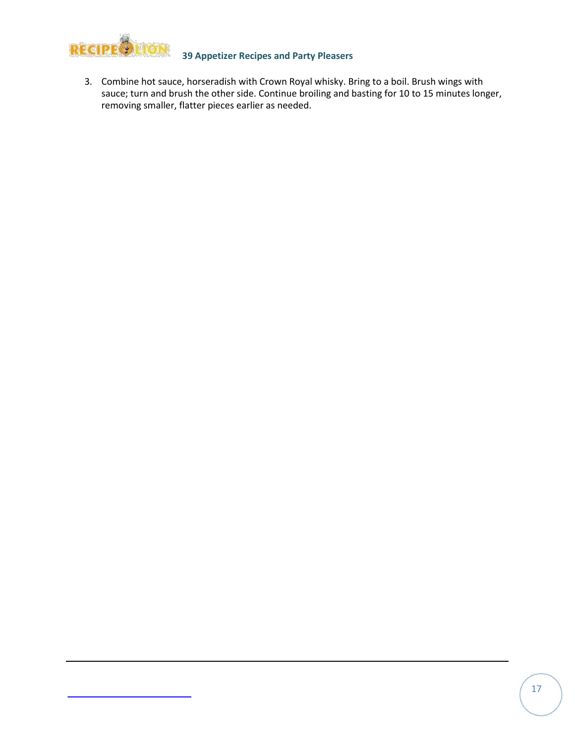3. Combine hot sauce, horseradish with Crown Royal whisky. Bring to a boil. Brush wings with sauce; turn and brush the other side. Continue broiling and basting for 10 to 15 minutes longer, removing smaller, flatter pieces earlier as needed.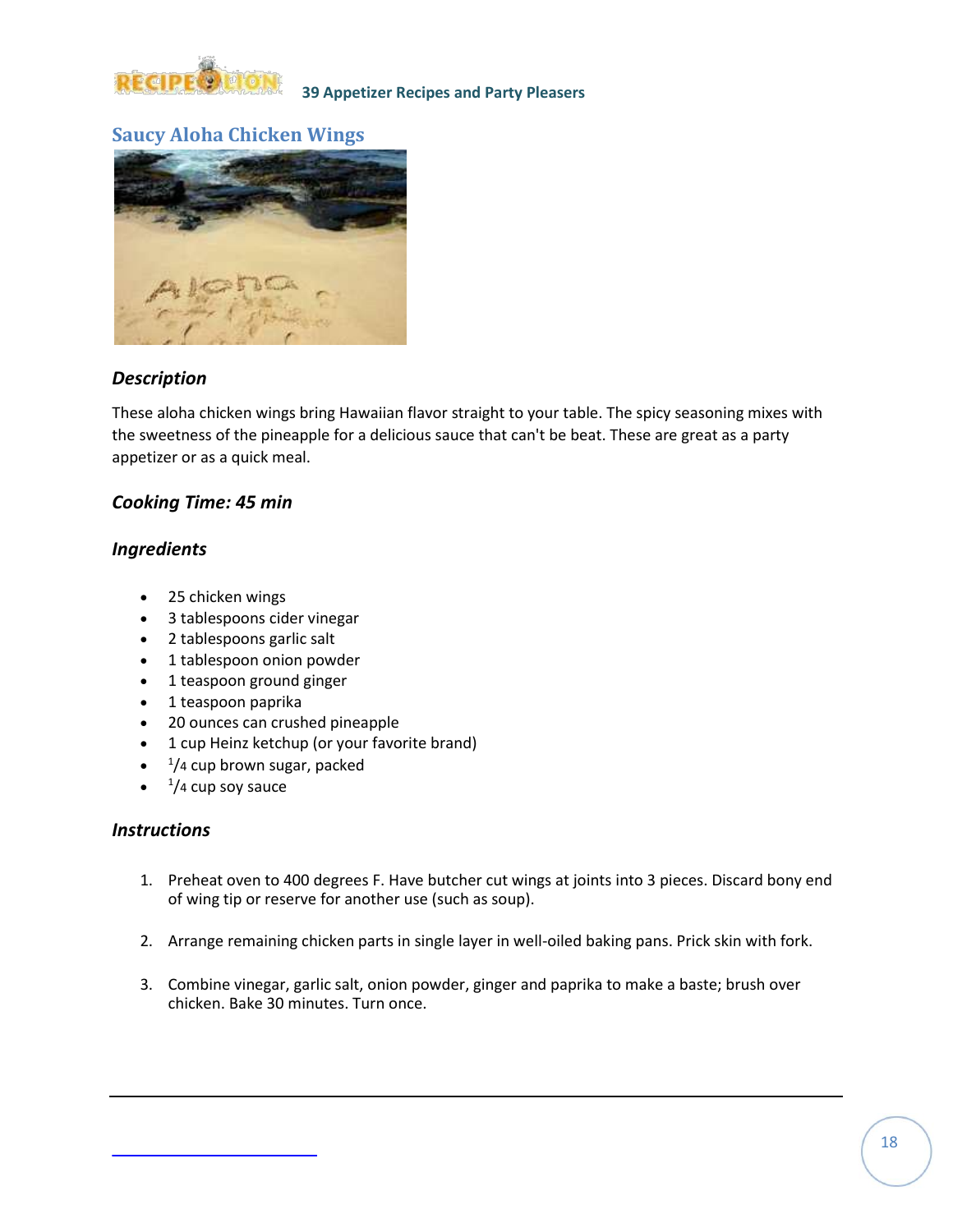## Saucy Aloha Chicken Wings

### *Description*

These aloha chicken wings bring Hawaiian flavor straight to your table. The spicy seasoning mixes with the sweetness of the pineapple for a delicious sauce that can't be beat. These are great as a party appetizer or as a quick meal.

### *Cooking Time: 45 min*

### *Ingredients*

- 25 chicken wings
- 3 tablespoons cider vinegar
- 2 tablespoons garlic salt
- 1 tablespoon onion powder
- 1 teaspoon ground ginger
- 1 teaspoon paprika
- 20 ounces can crushed pineapple
- 1 cup Heinz ketchup (or your favorite brand)
- 1/4 cup brown sugar, packed
- 1/4 cup soy sauce

### *Instructions*

1. Preheat oven to 400 degrees F. Have butcher cut wings at joints into 3 pieces. Discard bony end of wing tip or reserve for another use (such as soup).

2. Arrange remaining chicken parts in single layer in well-oiled baking pans. Prick skin with fork.

3. Combine vinegar, garlic salt, onion powder, ginger and paprika to make a baste; brush over chicken. Bake 30 minutes. Turn once.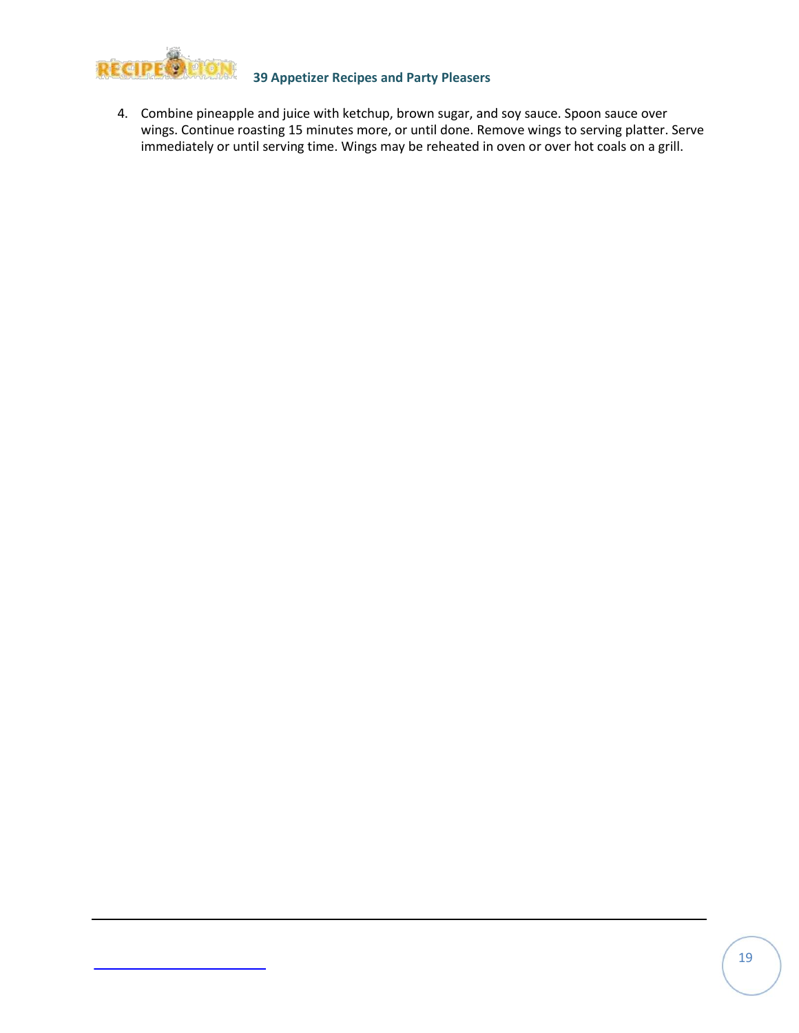4. Combine pineapple and juice with ketchup, brown sugar, and soy sauce. Spoon sauce over wings. Continue roasting 15 minutes more, or until done. Remove wings to serving platter. Serve immediately or until serving time. Wings may be reheated in oven or over hot coals on a grill.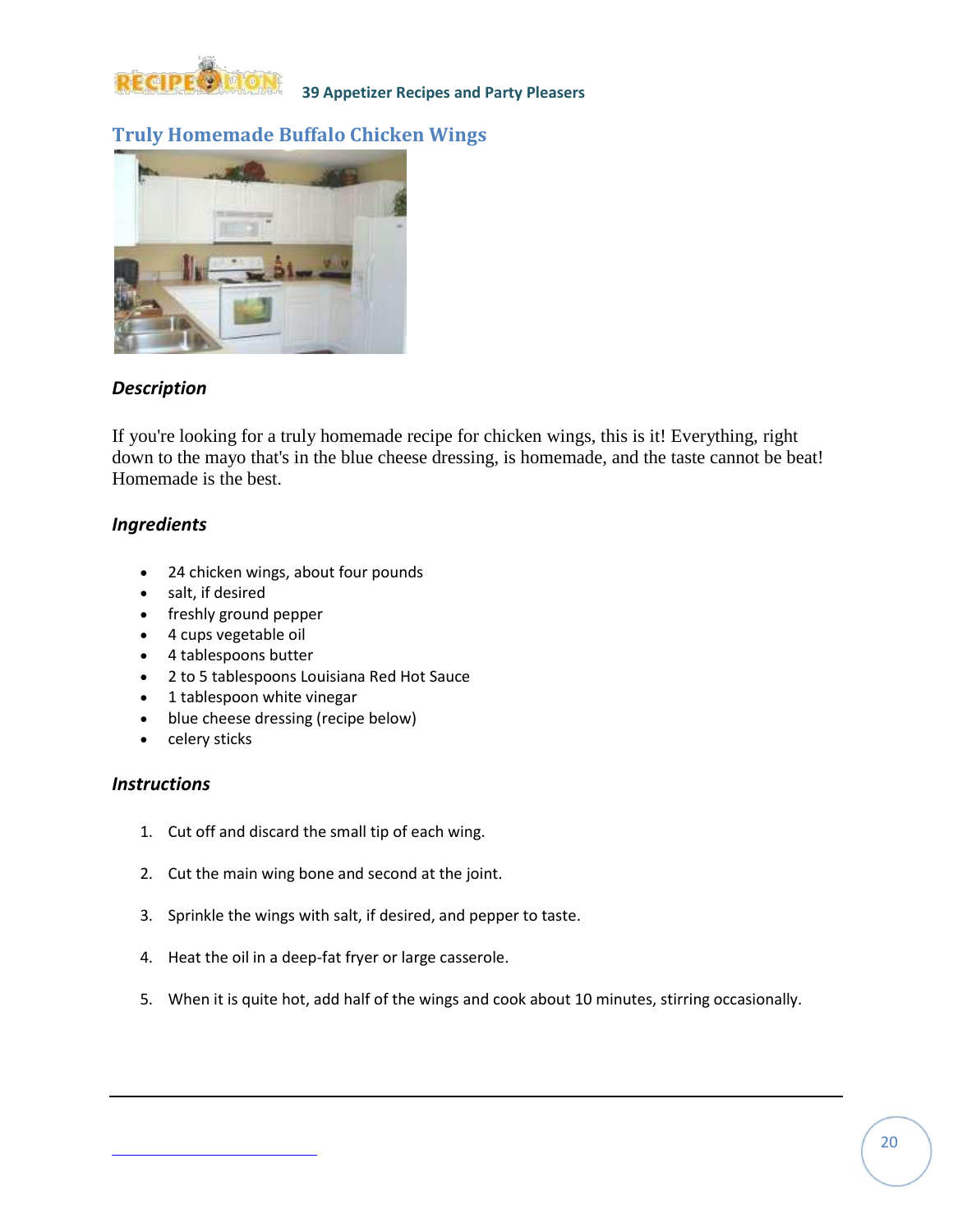## Truly Homemade Buffalo Chicken Wings

### *Description*

If you're looking for a truly homemade recipe for chicken wings, this is it! Everything, right down to the mayo that's in the blue cheese dressing, is homemade, and the taste cannot be beat! Homemade is the best.

### *Ingredients*

- 24 chicken wings, about four pounds
- salt, if desired
- freshly ground pepper
- 4 cups vegetable oil
- 4 tablespoons butter
- 2 to 5 tablespoons Louisiana Red Hot Sauce
- 1 tablespoon white vinegar
- blue cheese dressing (recipe below)
- celery sticks

### *Instructions*

1. Cut off and discard the small tip of each wing.
2. Cut the main wing bone and second at the joint.
3. Sprinkle the wings with salt, if desired, and pepper to taste.
4. Heat the oil in a deep-fat fryer or large casserole.
5. When it is quite hot, add half of the wings and cook about 10 minutes, stirring occasionally.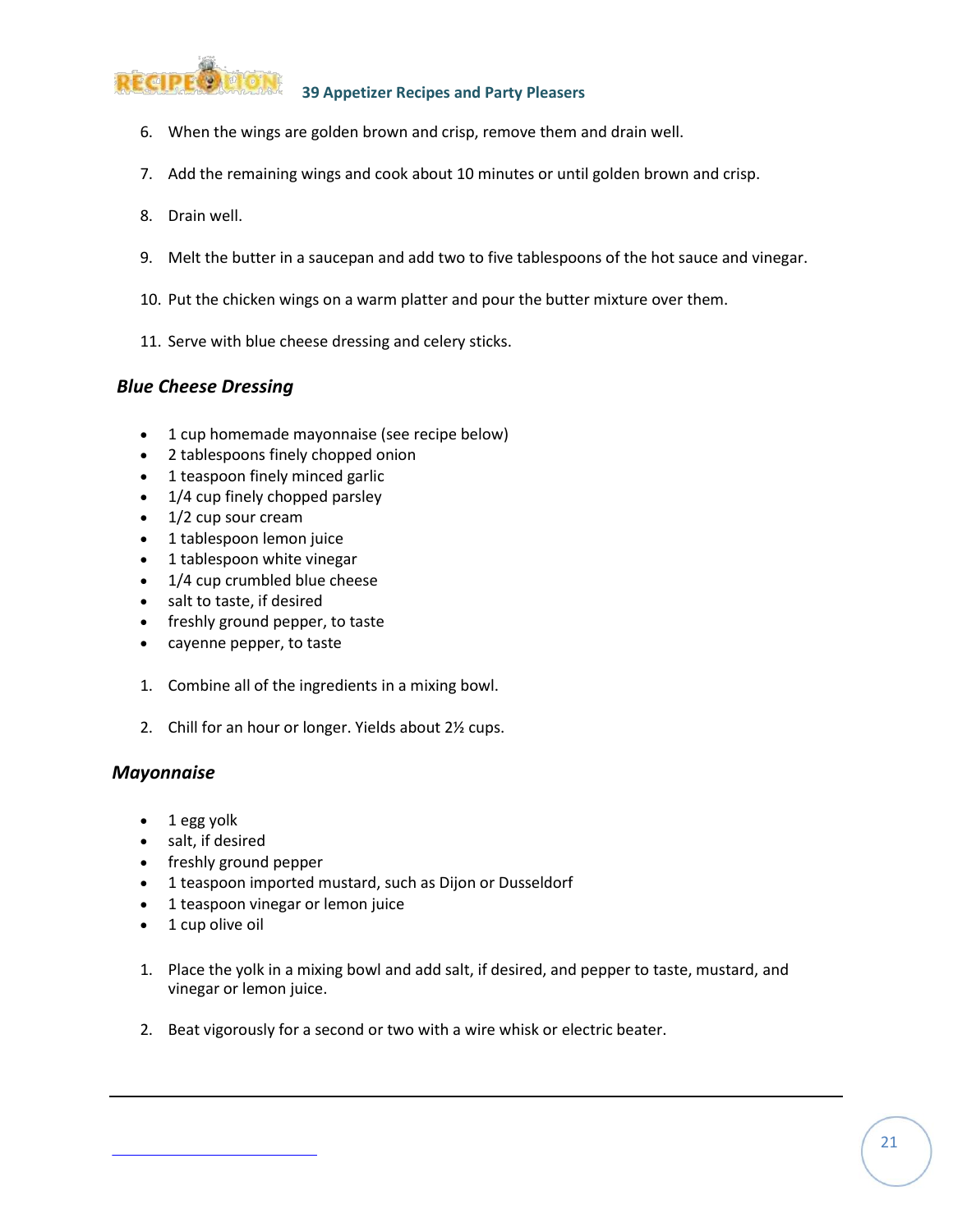6. When the wings are golden brown and crisp, remove them and drain well.

7. Add the remaining wings and cook about 10 minutes or until golden brown and crisp.

8. Drain well.

9. Melt the butter in a saucepan and add two to five tablespoons of the hot sauce and vinegar.

10. Put the chicken wings on a warm platter and pour the butter mixture over them.

11. Serve with blue cheese dressing and celery sticks.

### *Blue Cheese Dressing*

- 1 cup homemade mayonnaise (see recipe below)
- 2 tablespoons finely chopped onion
- 1 teaspoon finely minced garlic
- 1/4 cup finely chopped parsley
- 1/2 cup sour cream
- 1 tablespoon lemon juice
- 1 tablespoon white vinegar
- 1/4 cup crumbled blue cheese
- salt to taste, if desired
- freshly ground pepper, to taste
- cayenne pepper, to taste

1. Combine all of the ingredients in a mixing bowl.

2. Chill for an hour or longer. Yields about 2½ cups.

### *Mayonnaise*

- 1 egg yolk
- salt, if desired
- freshly ground pepper
- 1 teaspoon imported mustard, such as Dijon or Dusseldorf
- 1 teaspoon vinegar or lemon juice
- 1 cup olive oil

1. Place the yolk in a mixing bowl and add salt, if desired, and pepper to taste, mustard, and vinegar or lemon juice.

2. Beat vigorously for a second or two with a wire whisk or electric beater.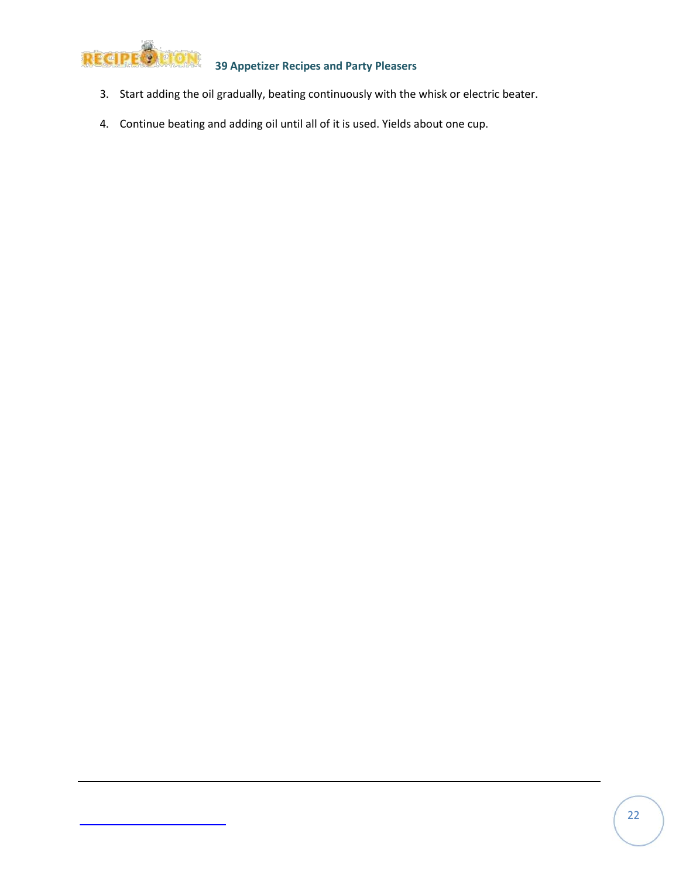3. Start adding the oil gradually, beating continuously with the whisk or electric beater.

4. Continue beating and adding oil until all of it is used. Yields about one cup.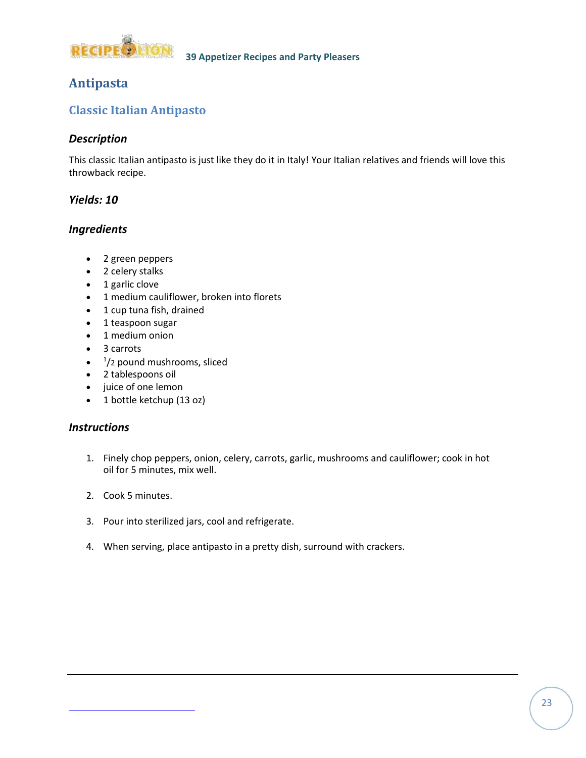# Antipasta

## Classic Italian Antipasto

### *Description*

This classic Italian antipasto is just like they do it in Italy! Your Italian relatives and friends will love this throwback recipe.

### *Yields: 10*

### *Ingredients*

- 2 green peppers
- 2 celery stalks
- 1 garlic clove
- 1 medium cauliflower, broken into florets
- 1 cup tuna fish, drained
- 1 teaspoon sugar
- 1 medium onion
- 3 carrots
- 1/2 pound mushrooms, sliced
- 2 tablespoons oil
- juice of one lemon
- 1 bottle ketchup (13 oz)

### *Instructions*

1. Finely chop peppers, onion, celery, carrots, garlic, mushrooms and cauliflower; cook in hot oil for 5 minutes, mix well.
2. Cook 5 minutes.
3. Pour into sterilized jars, cool and refrigerate.
4. When serving, place antipasto in a pretty dish, surround with crackers.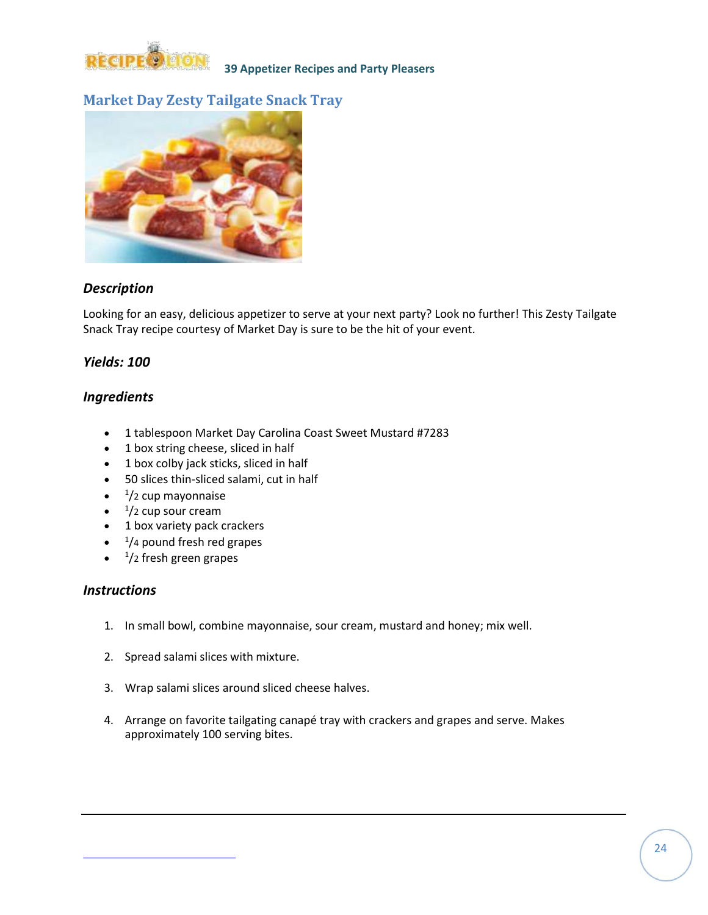## Market Day Zesty Tailgate Snack Tray

### *Description*

Looking for an easy, delicious appetizer to serve at your next party? Look no further! This Zesty Tailgate Snack Tray recipe courtesy of Market Day is sure to be the hit of your event.

### *Yields: 100*

### *Ingredients*

- 1 tablespoon Market Day Carolina Coast Sweet Mustard #7283
- 1 box string cheese, sliced in half
- 1 box colby jack sticks, sliced in half
- 50 slices thin-sliced salami, cut in half
- 1/2 cup mayonnaise
- 1/2 cup sour cream
- 1 box variety pack crackers
- 1/4 pound fresh red grapes
- 1/2 fresh green grapes

### *Instructions*

1. In small bowl, combine mayonnaise, sour cream, mustard and honey; mix well.
2. Spread salami slices with mixture.
3. Wrap salami slices around sliced cheese halves.
4. Arrange on favorite tailgating canapé tray with crackers and grapes and serve. Makes approximately 100 serving bites.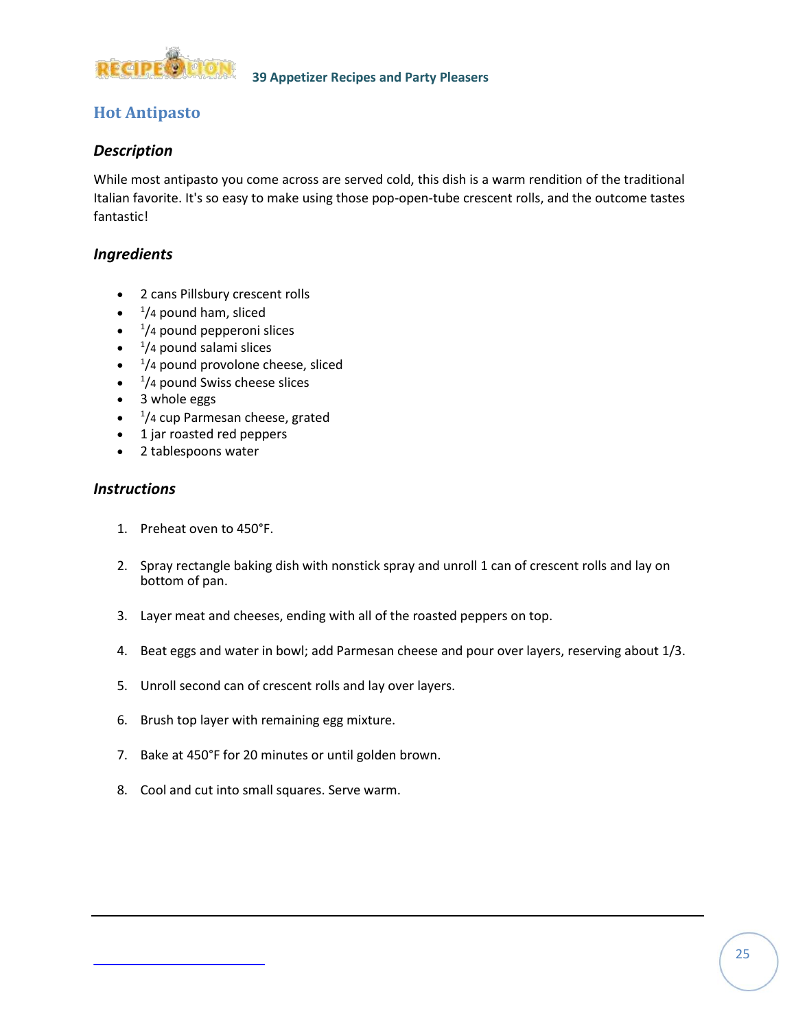## Hot Antipasto

### *Description*

While most antipasto you come across are served cold, this dish is a warm rendition of the traditional Italian favorite. It's so easy to make using those pop-open-tube crescent rolls, and the outcome tastes fantastic!

### *Ingredients*

- 2 cans Pillsbury crescent rolls
- 1/4 pound ham, sliced
- 1/4 pound pepperoni slices
- 1/4 pound salami slices
- 1/4 pound provolone cheese, sliced
- 1/4 pound Swiss cheese slices
- 3 whole eggs
- 1/4 cup Parmesan cheese, grated
- 1 jar roasted red peppers
- 2 tablespoons water

### *Instructions*

1. Preheat oven to 450°F.
2. Spray rectangle baking dish with nonstick spray and unroll 1 can of crescent rolls and lay on bottom of pan.
3. Layer meat and cheeses, ending with all of the roasted peppers on top.
4. Beat eggs and water in bowl; add Parmesan cheese and pour over layers, reserving about 1/3.
5. Unroll second can of crescent rolls and lay over layers.
6. Brush top layer with remaining egg mixture.
7. Bake at 450°F for 20 minutes or until golden brown.
8. Cool and cut into small squares. Serve warm.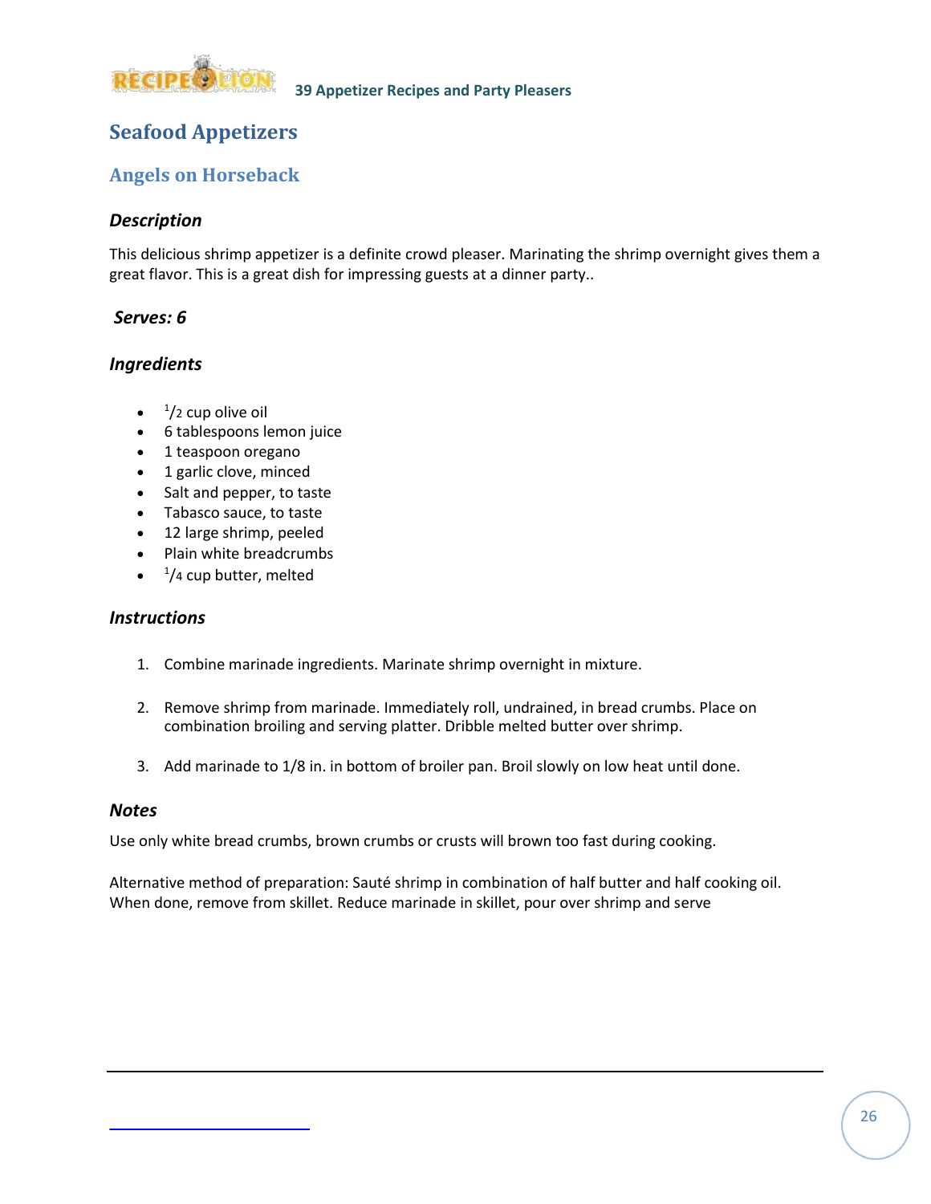# Seafood Appetizers

## Angels on Horseback

### *Description*

This delicious shrimp appetizer is a definite crowd pleaser. Marinating the shrimp overnight gives them a great flavor. This is a great dish for impressing guests at a dinner party..

### *Serves: 6*

### *Ingredients*

- 1/2 cup olive oil
- 6 tablespoons lemon juice
- 1 teaspoon oregano
- 1 garlic clove, minced
- Salt and pepper, to taste
- Tabasco sauce, to taste
- 12 large shrimp, peeled
- Plain white breadcrumbs
- 1/4 cup butter, melted

### *Instructions*

1. Combine marinade ingredients. Marinate shrimp overnight in mixture.

2. Remove shrimp from marinade. Immediately roll, undrained, in bread crumbs. Place on combination broiling and serving platter. Dribble melted butter over shrimp.

3. Add marinade to 1/8 in. in bottom of broiler pan. Broil slowly on low heat until done.

### *Notes*

Use only white bread crumbs, brown crumbs or crusts will brown too fast during cooking.

Alternative method of preparation: Sauté shrimp in combination of half butter and half cooking oil. When done, remove from skillet. Reduce marinade in skillet, pour over shrimp and serve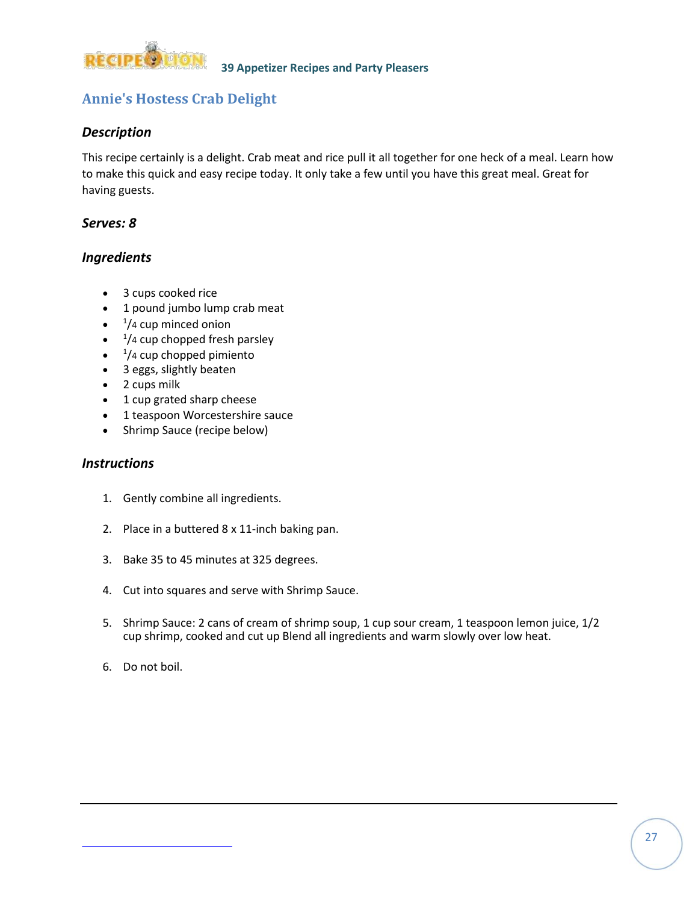## Annie's Hostess Crab Delight

### *Description*

This recipe certainly is a delight. Crab meat and rice pull it all together for one heck of a meal. Learn how to make this quick and easy recipe today. It only take a few until you have this great meal. Great for having guests.

### *Serves: 8*

### *Ingredients*

- 3 cups cooked rice
- 1 pound jumbo lump crab meat
- 1/4 cup minced onion
- 1/4 cup chopped fresh parsley
- 1/4 cup chopped pimiento
- 3 eggs, slightly beaten
- 2 cups milk
- 1 cup grated sharp cheese
- 1 teaspoon Worcestershire sauce
- Shrimp Sauce (recipe below)

### *Instructions*

1. Gently combine all ingredients.
2. Place in a buttered 8 x 11-inch baking pan.
3. Bake 35 to 45 minutes at 325 degrees.
4. Cut into squares and serve with Shrimp Sauce.
5. Shrimp Sauce: 2 cans of cream of shrimp soup, 1 cup sour cream, 1 teaspoon lemon juice, 1/2 cup shrimp, cooked and cut up Blend all ingredients and warm slowly over low heat.
6. Do not boil.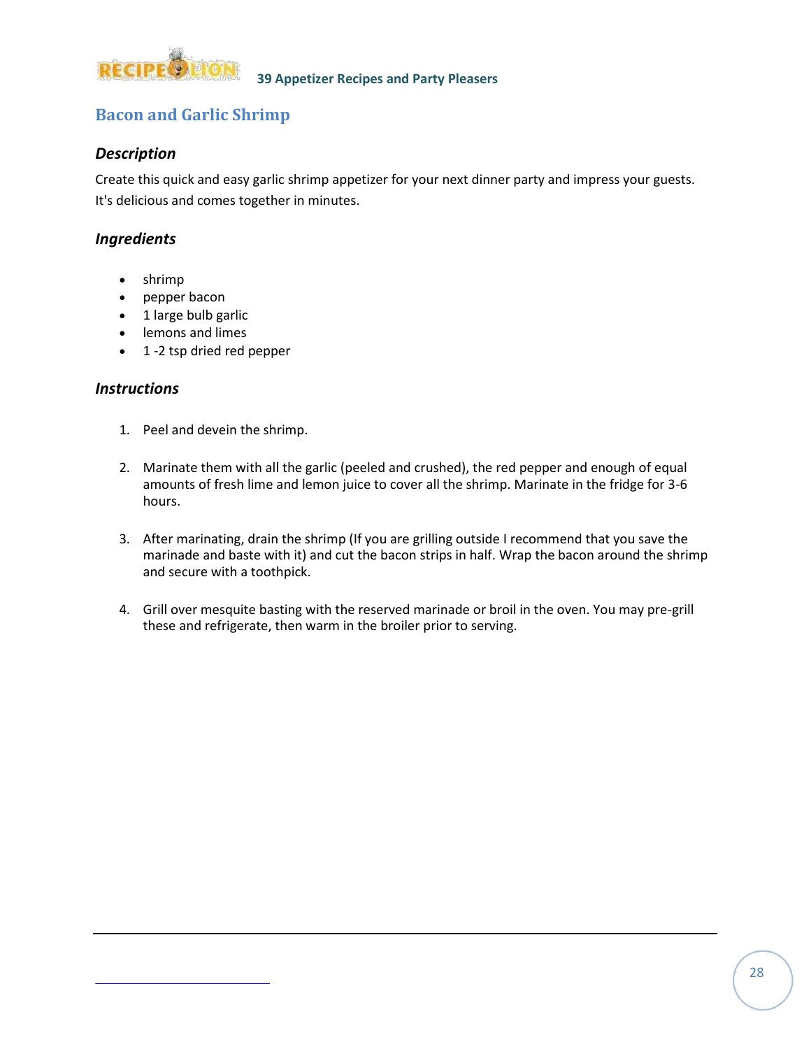## Bacon and Garlic Shrimp

### *Description*

Create this quick and easy garlic shrimp appetizer for your next dinner party and impress your guests. It's delicious and comes together in minutes.

### *Ingredients*

- shrimp
- pepper bacon
- 1 large bulb garlic
- lemons and limes
- 1 -2 tsp dried red pepper

### *Instructions*

1. Peel and devein the shrimp.

2. Marinate them with all the garlic (peeled and crushed), the red pepper and enough of equal amounts of fresh lime and lemon juice to cover all the shrimp. Marinate in the fridge for 3-6 hours.

3. After marinating, drain the shrimp (If you are grilling outside I recommend that you save the marinade and baste with it) and cut the bacon strips in half. Wrap the bacon around the shrimp and secure with a toothpick.

4. Grill over mesquite basting with the reserved marinade or broil in the oven. You may pre-grill these and refrigerate, then warm in the broiler prior to serving.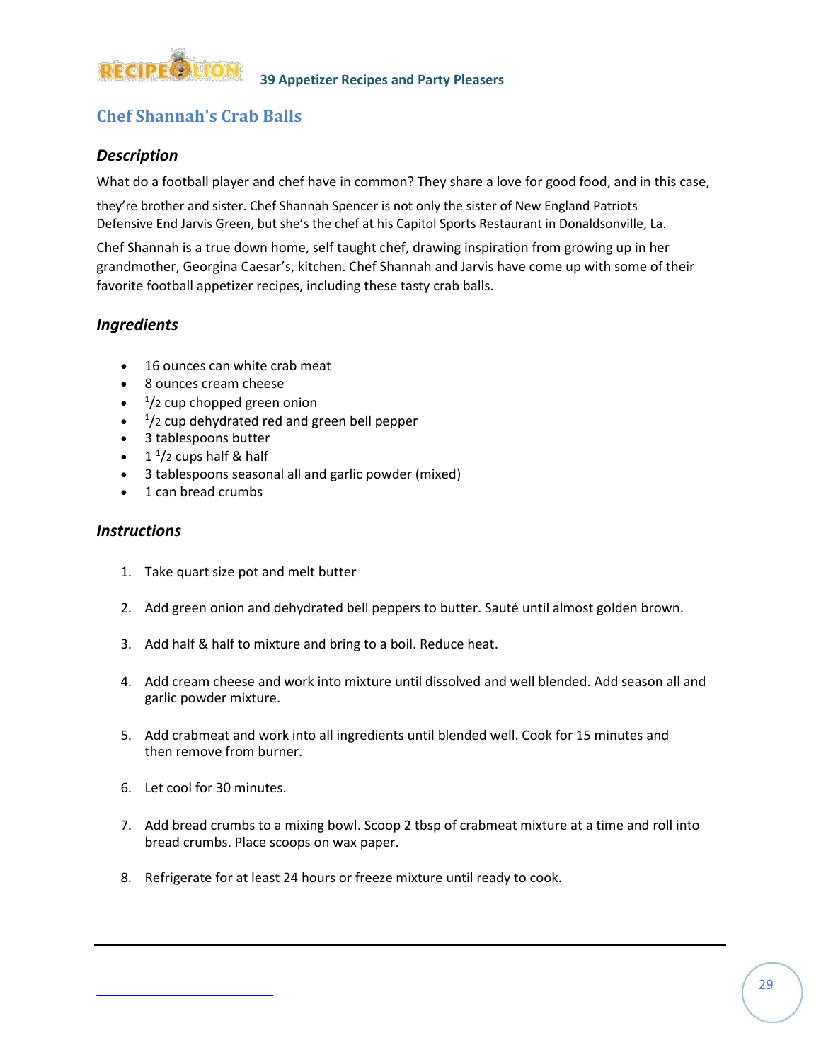## Chef Shannah's Crab Balls

### *Description*

What do a football player and chef have in common? They share a love for good food, and in this case, they're brother and sister. Chef Shannah Spencer is not only the sister of New England Patriots Defensive End Jarvis Green, but she's the chef at his Capitol Sports Restaurant in Donaldsonville, La.

Chef Shannah is a true down home, self taught chef, drawing inspiration from growing up in her grandmother, Georgina Caesar's, kitchen. Chef Shannah and Jarvis have come up with some of their favorite football appetizer recipes, including these tasty crab balls.

### *Ingredients*

- 16 ounces can white crab meat
- 8 ounces cream cheese
- 1/2 cup chopped green onion
- 1/2 cup dehydrated red and green bell pepper
- 3 tablespoons butter
- 1 1/2 cups half & half
- 3 tablespoons seasonal all and garlic powder (mixed)
- 1 can bread crumbs

### *Instructions*

1. Take quart size pot and melt butter
2. Add green onion and dehydrated bell peppers to butter. Sauté until almost golden brown.
3. Add half & half to mixture and bring to a boil. Reduce heat.
4. Add cream cheese and work into mixture until dissolved and well blended. Add season all and garlic powder mixture.
5. Add crabmeat and work into all ingredients until blended well. Cook for 15 minutes and then remove from burner.
6. Let cool for 30 minutes.
7. Add bread crumbs to a mixing bowl. Scoop 2 tbsp of crabmeat mixture at a time and roll into bread crumbs. Place scoops on wax paper.
8. Refrigerate for at least 24 hours or freeze mixture until ready to cook.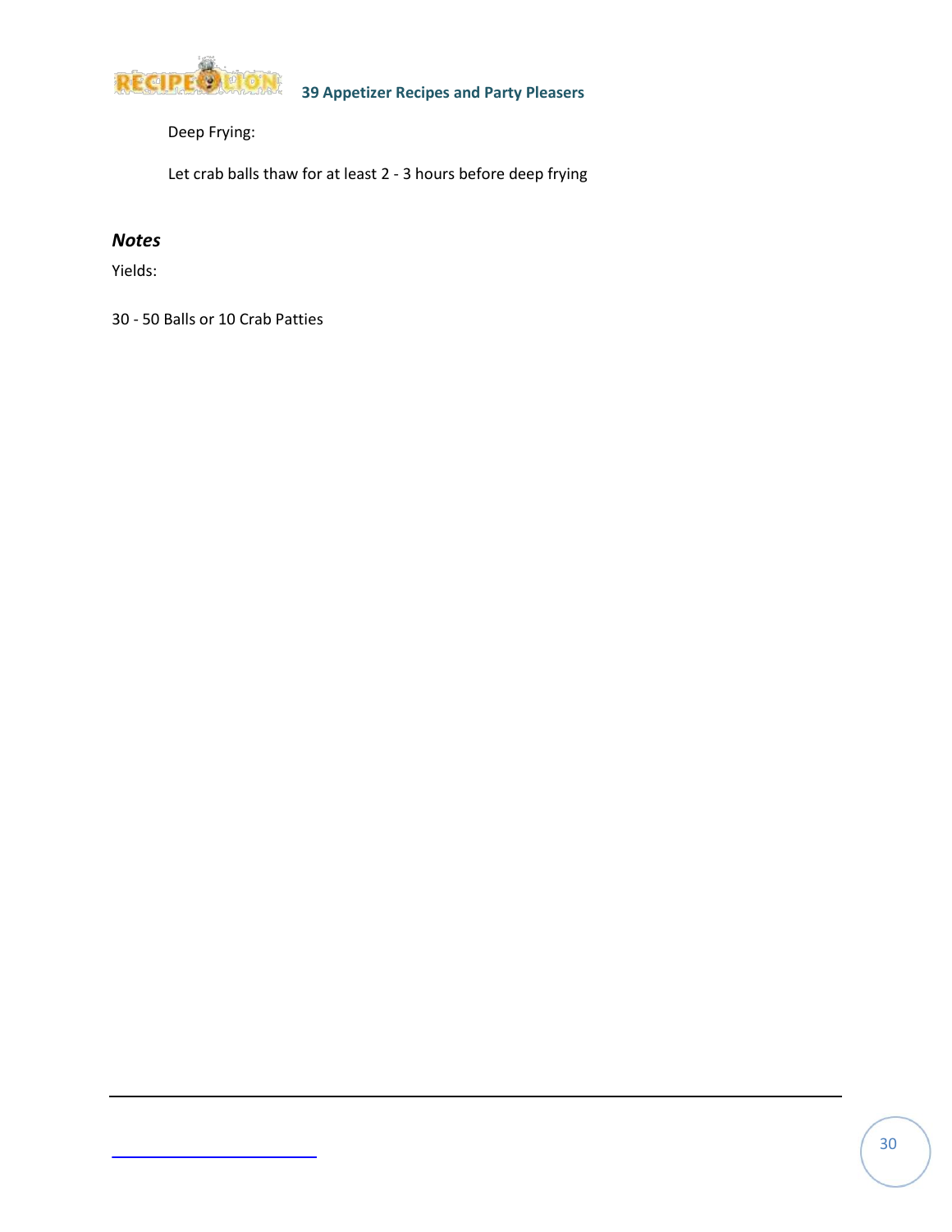Deep Frying:

Let crab balls thaw for at least 2 - 3 hours before deep frying

### *Notes*

Yields:

30 - 50 Balls or 10 Crab Patties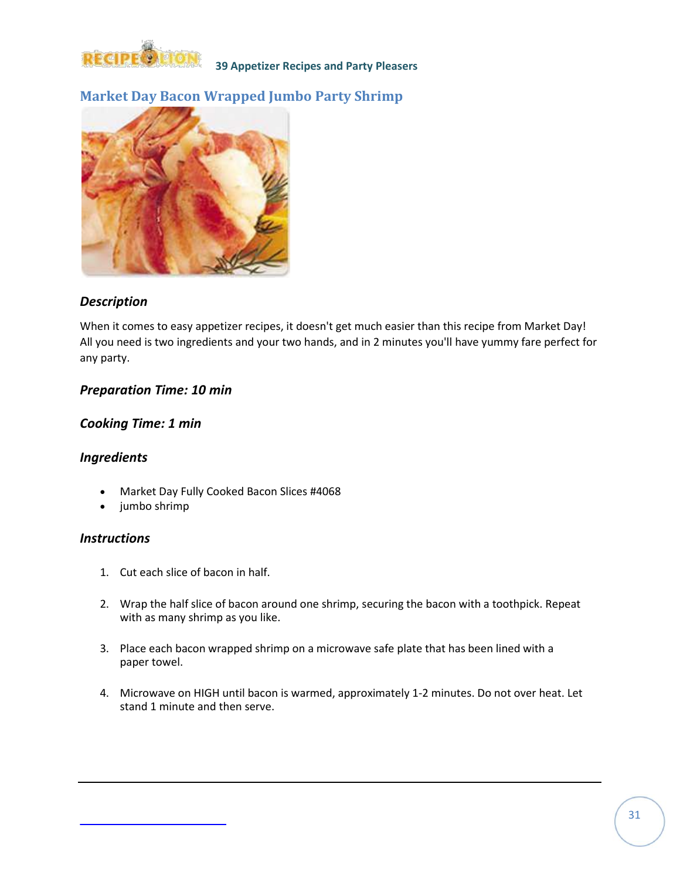## Market Day Bacon Wrapped Jumbo Party Shrimp

### *Description*

When it comes to easy appetizer recipes, it doesn't get much easier than this recipe from Market Day! All you need is two ingredients and your two hands, and in 2 minutes you'll have yummy fare perfect for any party.

### *Preparation Time: 10 min*

### *Cooking Time: 1 min*

### *Ingredients*

- Market Day Fully Cooked Bacon Slices #4068
- jumbo shrimp

### *Instructions*

1. Cut each slice of bacon in half.

2. Wrap the half slice of bacon around one shrimp, securing the bacon with a toothpick. Repeat with as many shrimp as you like.

3. Place each bacon wrapped shrimp on a microwave safe plate that has been lined with a paper towel.

4. Microwave on HIGH until bacon is warmed, approximately 1-2 minutes. Do not over heat. Let stand 1 minute and then serve.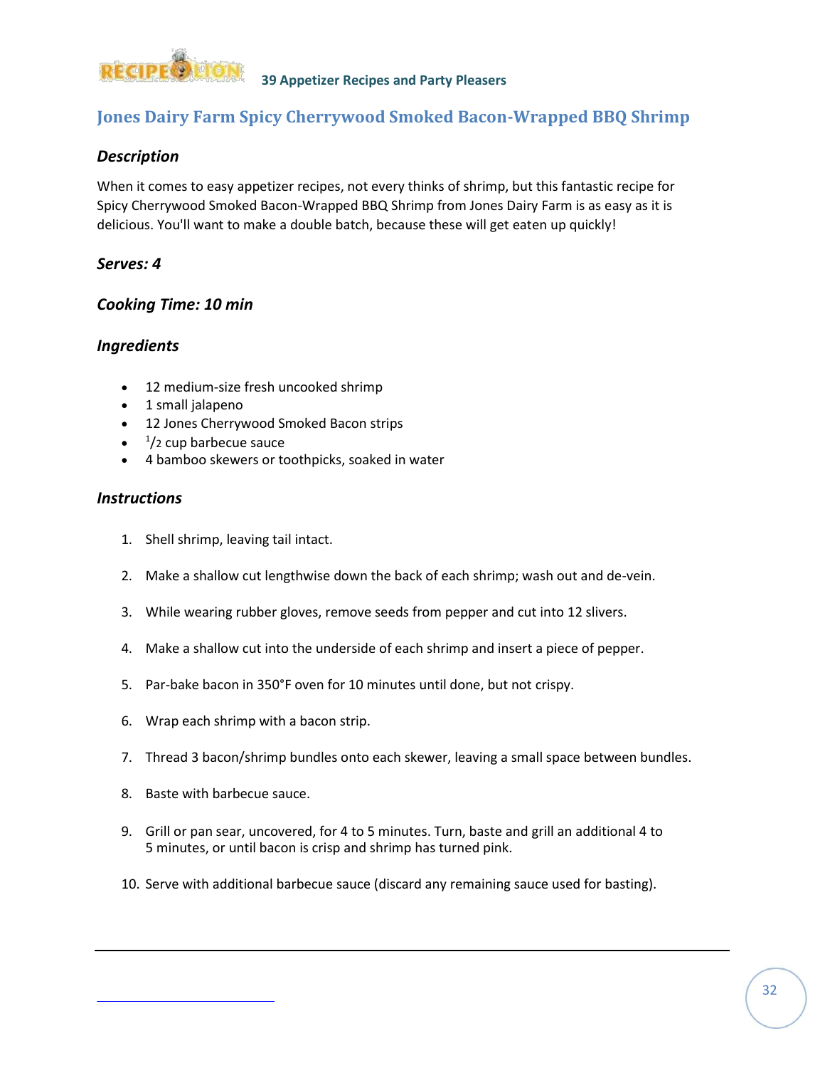# Jones Dairy Farm Spicy Cherrywood Smoked Bacon-Wrapped BBQ Shrimp

### *Description*

When it comes to easy appetizer recipes, not every thinks of shrimp, but this fantastic recipe for Spicy Cherrywood Smoked Bacon-Wrapped BBQ Shrimp from Jones Dairy Farm is as easy as it is delicious. You'll want to make a double batch, because these will get eaten up quickly!

### *Serves: 4*

### *Cooking Time: 10 min*

### *Ingredients*

- 12 medium-size fresh uncooked shrimp
- 1 small jalapeno
- 12 Jones Cherrywood Smoked Bacon strips
- 1/2 cup barbecue sauce
- 4 bamboo skewers or toothpicks, soaked in water

### *Instructions*

1. Shell shrimp, leaving tail intact.
2. Make a shallow cut lengthwise down the back of each shrimp; wash out and de-vein.
3. While wearing rubber gloves, remove seeds from pepper and cut into 12 slivers.
4. Make a shallow cut into the underside of each shrimp and insert a piece of pepper.
5. Par-bake bacon in 350°F oven for 10 minutes until done, but not crispy.
6. Wrap each shrimp with a bacon strip.
7. Thread 3 bacon/shrimp bundles onto each skewer, leaving a small space between bundles.
8. Baste with barbecue sauce.
9. Grill or pan sear, uncovered, for 4 to 5 minutes. Turn, baste and grill an additional 4 to 5 minutes, or until bacon is crisp and shrimp has turned pink.
10. Serve with additional barbecue sauce (discard any remaining sauce used for basting).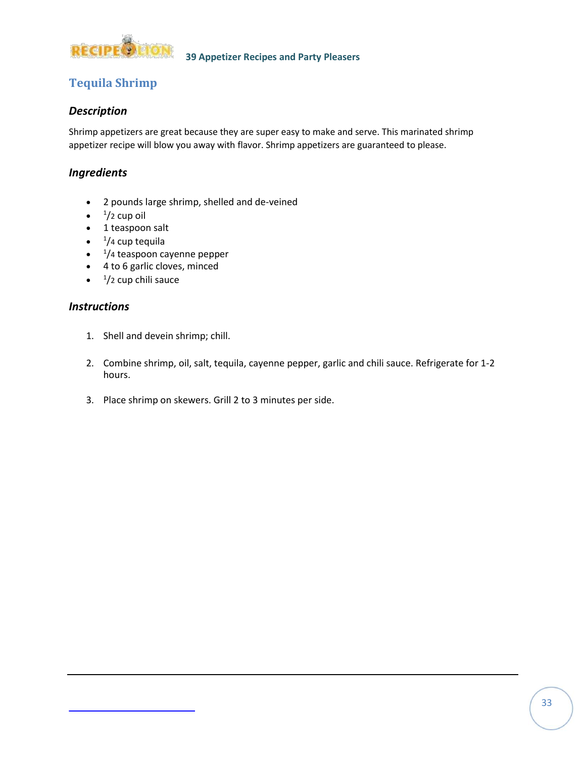## Tequila Shrimp

### *Description*

Shrimp appetizers are great because they are super easy to make and serve. This marinated shrimp appetizer recipe will blow you away with flavor. Shrimp appetizers are guaranteed to please.

### *Ingredients*

- 2 pounds large shrimp, shelled and de-veined
- 1/2 cup oil
- 1 teaspoon salt
- 1/4 cup tequila
- 1/4 teaspoon cayenne pepper
- 4 to 6 garlic cloves, minced
- 1/2 cup chili sauce

### *Instructions*

1. Shell and devein shrimp; chill.

2. Combine shrimp, oil, salt, tequila, cayenne pepper, garlic and chili sauce. Refrigerate for 1-2 hours.

3. Place shrimp on skewers. Grill 2 to 3 minutes per side.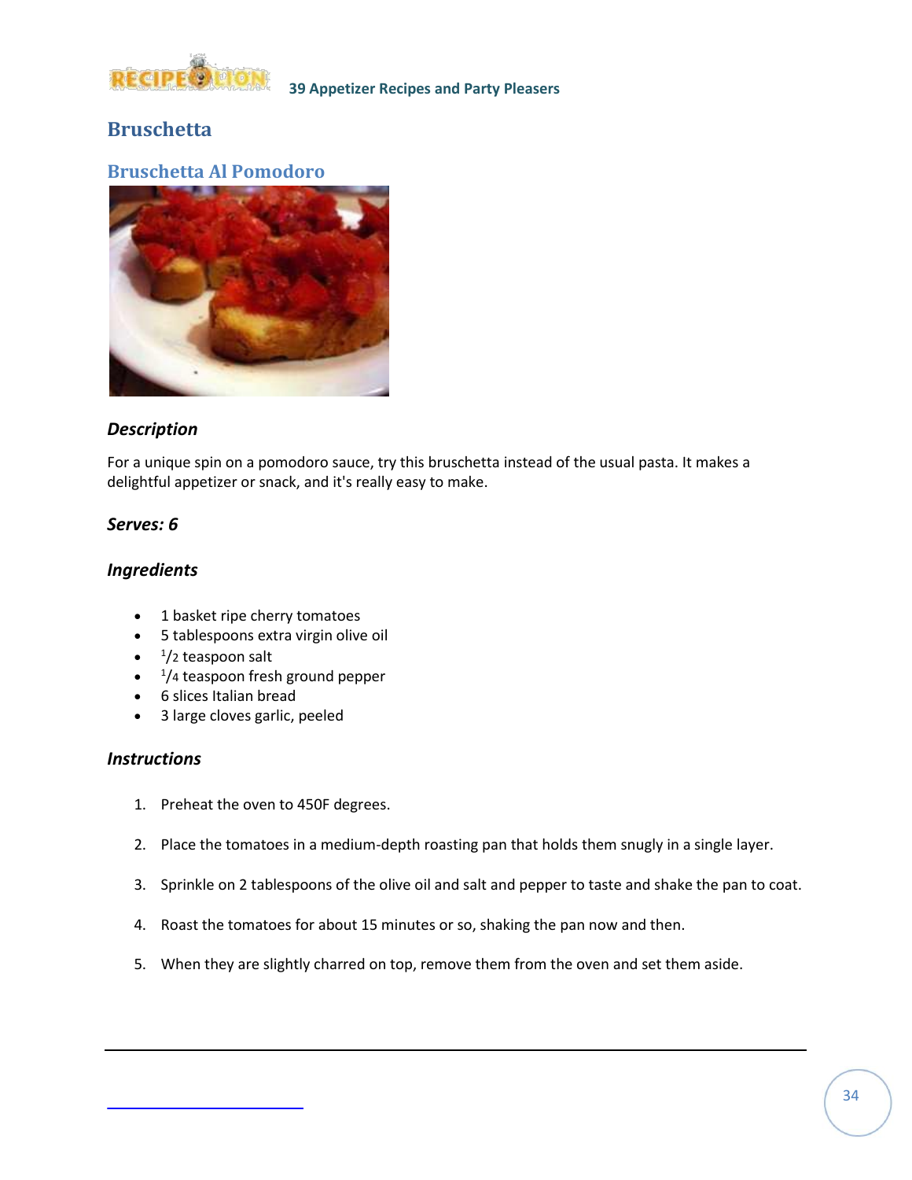# Bruschetta

## Bruschetta Al Pomodoro

### Description

For a unique spin on a pomodoro sauce, try this bruschetta instead of the usual pasta. It makes a delightful appetizer or snack, and it's really easy to make.

### Serves: 6

### Ingredients

- 1 basket ripe cherry tomatoes
- 5 tablespoons extra virgin olive oil
- 1/2 teaspoon salt
- 1/4 teaspoon fresh ground pepper
- 6 slices Italian bread
- 3 large cloves garlic, peeled

### Instructions

1. Preheat the oven to 450F degrees.
2. Place the tomatoes in a medium-depth roasting pan that holds them snugly in a single layer.
3. Sprinkle on 2 tablespoons of the olive oil and salt and pepper to taste and shake the pan to coat.
4. Roast the tomatoes for about 15 minutes or so, shaking the pan now and then.
5. When they are slightly charred on top, remove them from the oven and set them aside.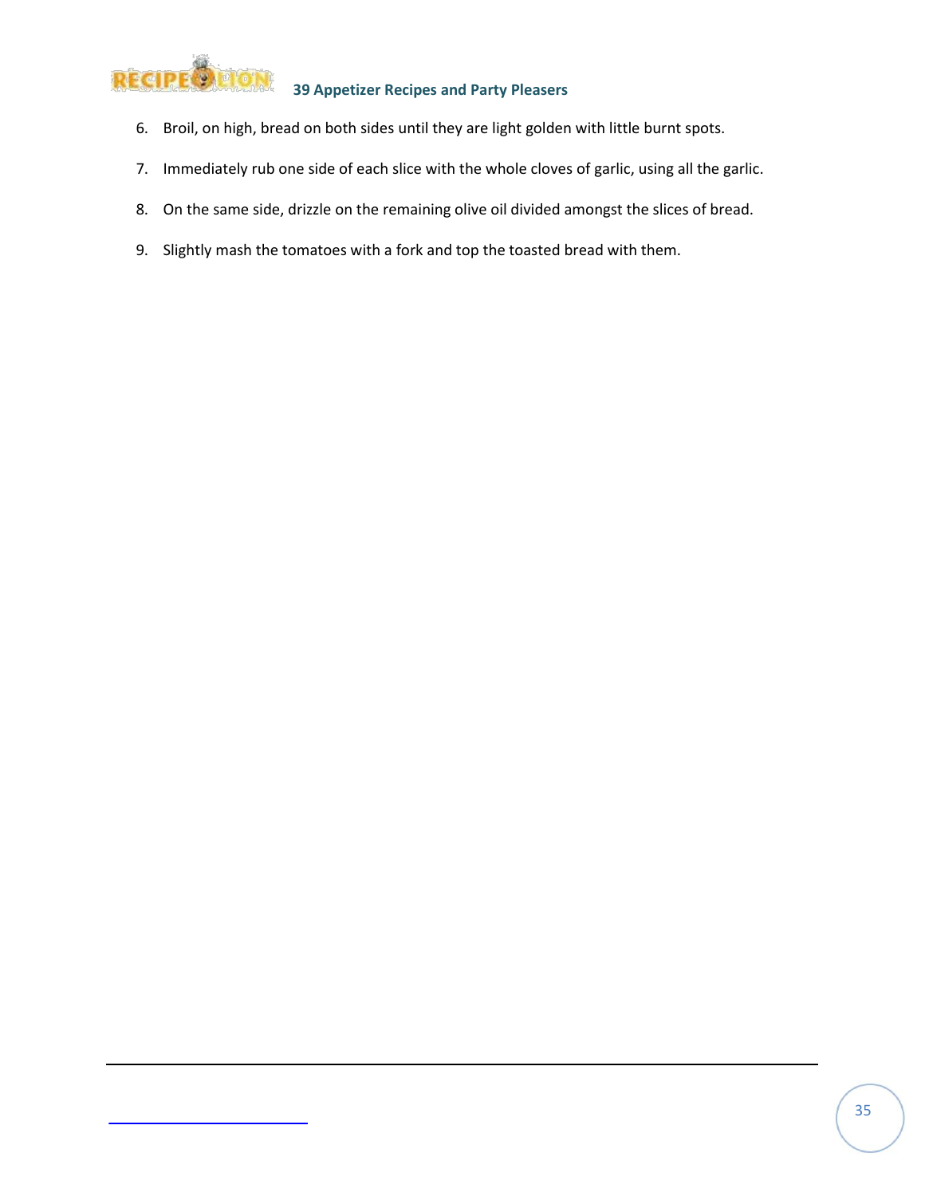6. Broil, on high, bread on both sides until they are light golden with little burnt spots.

7. Immediately rub one side of each slice with the whole cloves of garlic, using all the garlic.

8. On the same side, drizzle on the remaining olive oil divided amongst the slices of bread.

9. Slightly mash the tomatoes with a fork and top the toasted bread with them.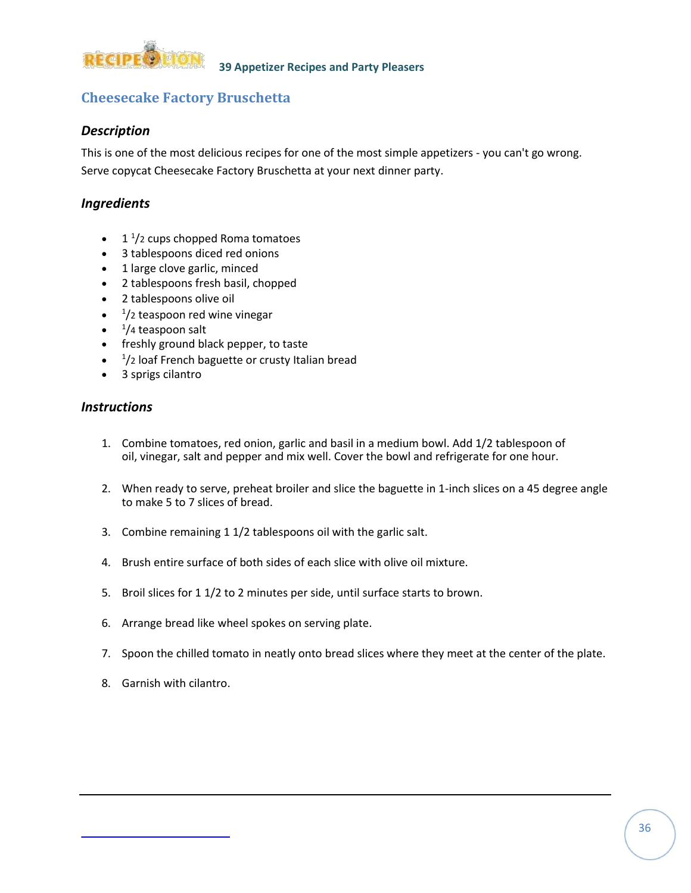## Cheesecake Factory Bruschetta

### *Description*

This is one of the most delicious recipes for one of the most simple appetizers - you can't go wrong. Serve copycat Cheesecake Factory Bruschetta at your next dinner party.

### *Ingredients*

- 1 1/2 cups chopped Roma tomatoes
- 3 tablespoons diced red onions
- 1 large clove garlic, minced
- 2 tablespoons fresh basil, chopped
- 2 tablespoons olive oil
- 1/2 teaspoon red wine vinegar
- 1/4 teaspoon salt
- freshly ground black pepper, to taste
- 1/2 loaf French baguette or crusty Italian bread
- 3 sprigs cilantro

### *Instructions*

1. Combine tomatoes, red onion, garlic and basil in a medium bowl. Add 1/2 tablespoon of oil, vinegar, salt and pepper and mix well. Cover the bowl and refrigerate for one hour.

2. When ready to serve, preheat broiler and slice the baguette in 1-inch slices on a 45 degree angle to make 5 to 7 slices of bread.

3. Combine remaining 1 1/2 tablespoons oil with the garlic salt.

4. Brush entire surface of both sides of each slice with olive oil mixture.

5. Broil slices for 1 1/2 to 2 minutes per side, until surface starts to brown.

6. Arrange bread like wheel spokes on serving plate.

7. Spoon the chilled tomato in neatly onto bread slices where they meet at the center of the plate.

8. Garnish with cilantro.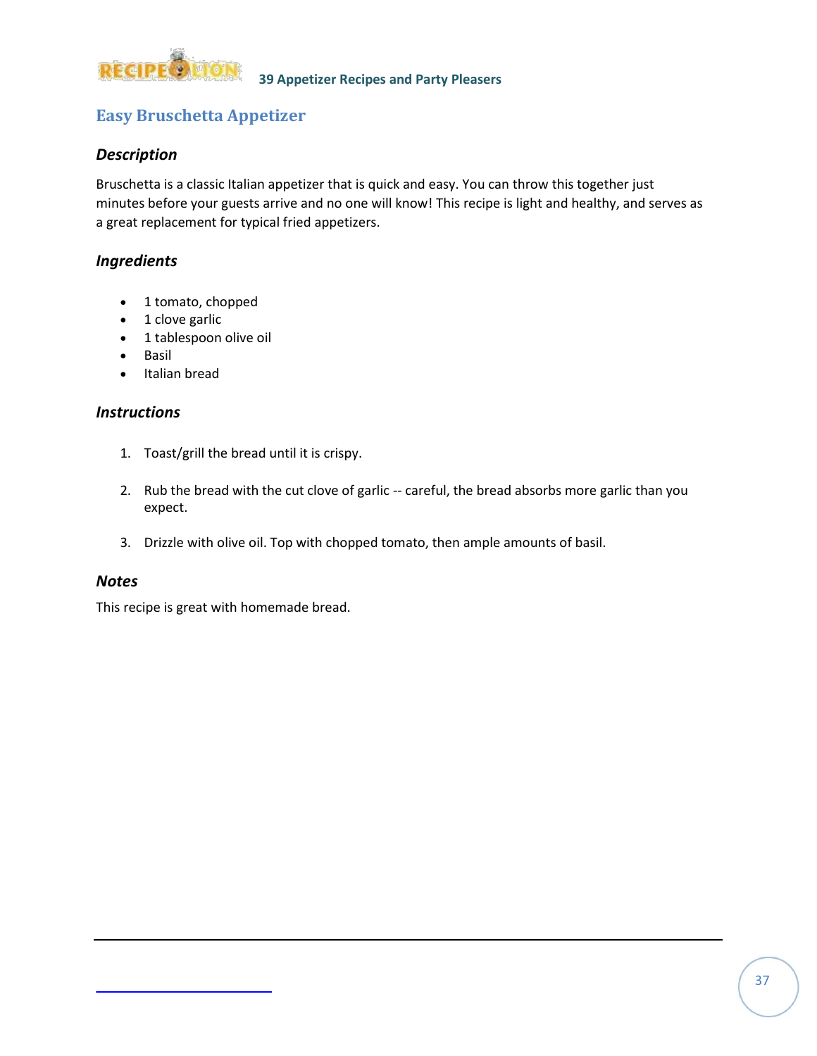## Easy Bruschetta Appetizer

### *Description*

Bruschetta is a classic Italian appetizer that is quick and easy. You can throw this together just minutes before your guests arrive and no one will know! This recipe is light and healthy, and serves as a great replacement for typical fried appetizers.

### *Ingredients*

- 1 tomato, chopped
- 1 clove garlic
- 1 tablespoon olive oil
- Basil
- Italian bread

### *Instructions*

1. Toast/grill the bread until it is crispy.
2. Rub the bread with the cut clove of garlic -- careful, the bread absorbs more garlic than you expect.
3. Drizzle with olive oil. Top with chopped tomato, then ample amounts of basil.

### *Notes*

This recipe is great with homemade bread.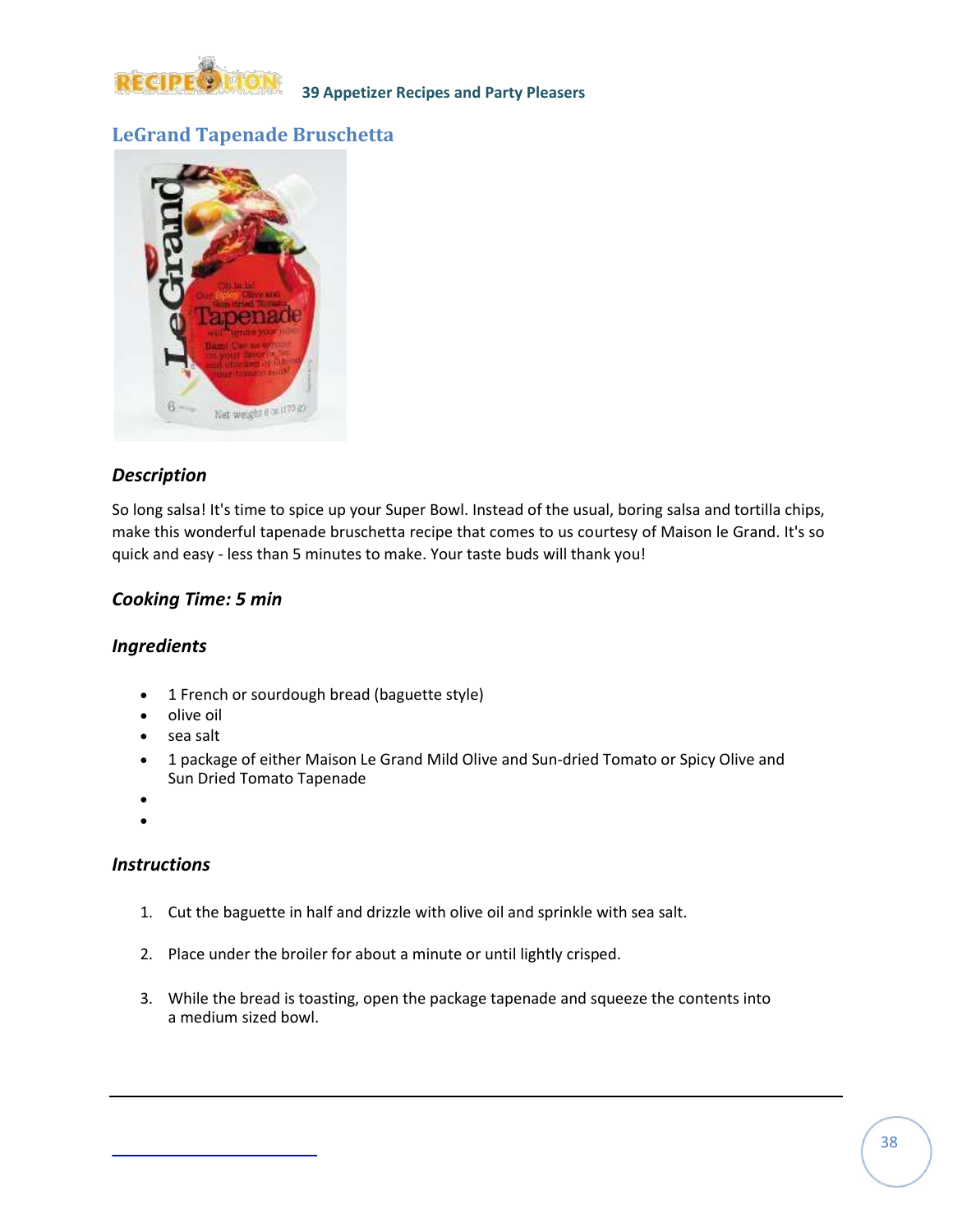## LeGrand Tapenade Bruschetta

### *Description*

So long salsa! It's time to spice up your Super Bowl. Instead of the usual, boring salsa and tortilla chips, make this wonderful tapenade bruschetta recipe that comes to us courtesy of Maison le Grand. It's so quick and easy - less than 5 minutes to make. Your taste buds will thank you!

### *Cooking Time: 5 min*

### *Ingredients*

- 1 French or sourdough bread (baguette style)
- olive oil
- sea salt
- 1 package of either Maison Le Grand Mild Olive and Sun-dried Tomato or Spicy Olive and Sun Dried Tomato Tapenade

### *Instructions*

1. Cut the baguette in half and drizzle with olive oil and sprinkle with sea salt.
2. Place under the broiler for about a minute or until lightly crisped.
3. While the bread is toasting, open the package tapenade and squeeze the contents into a medium sized bowl.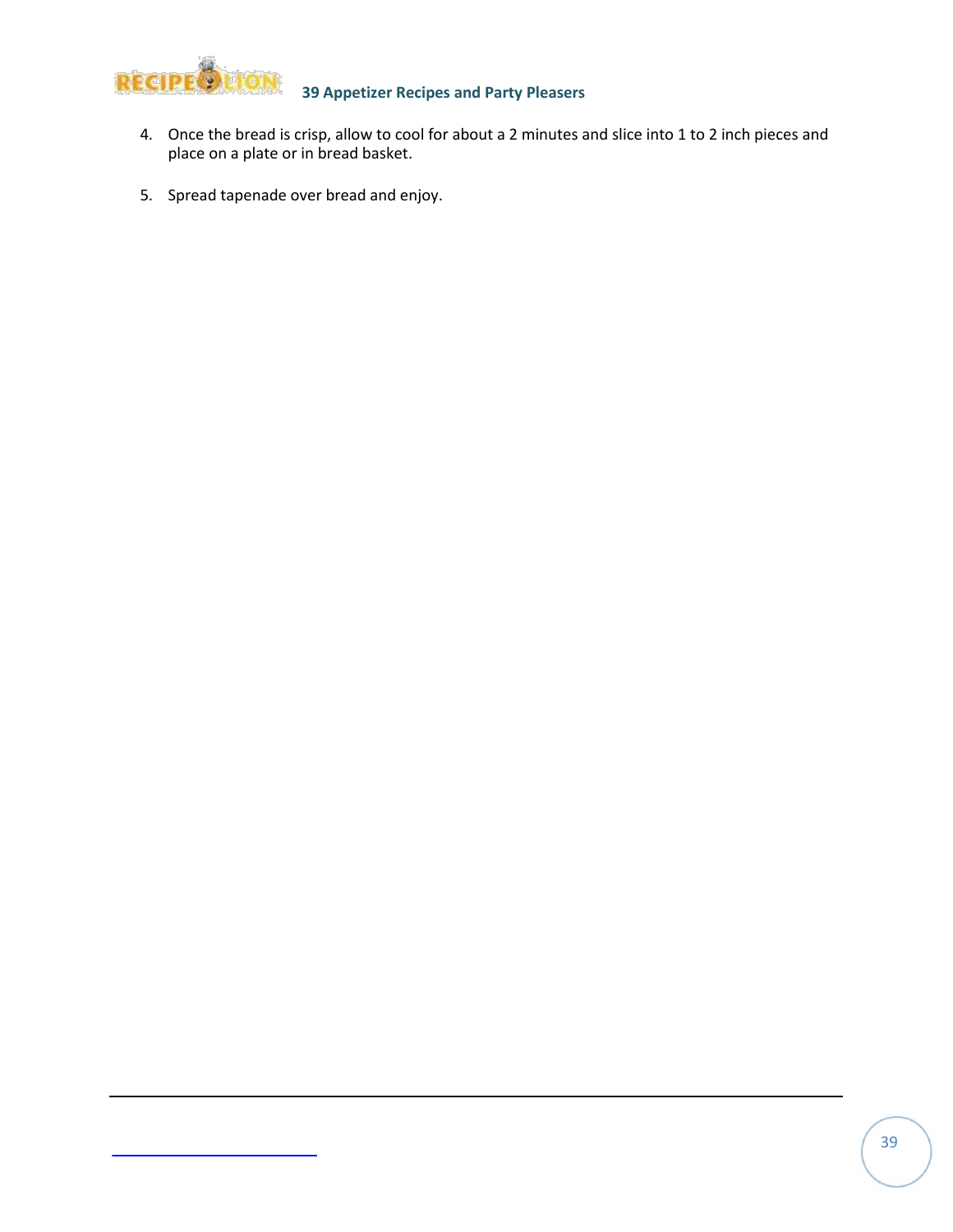4. Once the bread is crisp, allow to cool for about a 2 minutes and slice into 1 to 2 inch pieces and place on a plate or in bread basket.

5. Spread tapenade over bread and enjoy.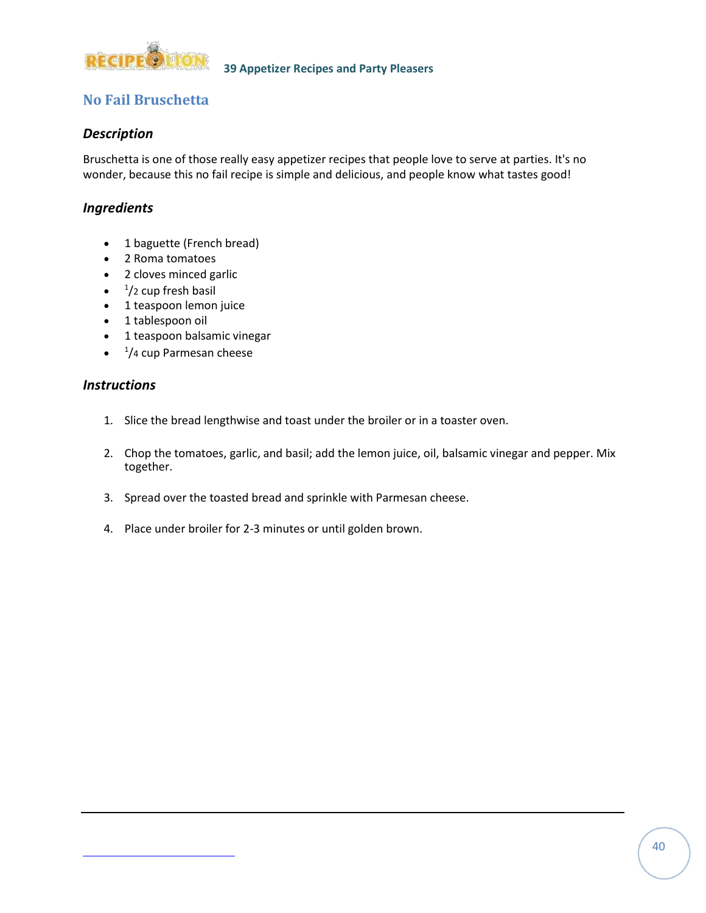## No Fail Bruschetta

### *Description*

Bruschetta is one of those really easy appetizer recipes that people love to serve at parties. It's no wonder, because this no fail recipe is simple and delicious, and people know what tastes good!

### *Ingredients*

- 1 baguette (French bread)
- 2 Roma tomatoes
- 2 cloves minced garlic
- 1/2 cup fresh basil
- 1 teaspoon lemon juice
- 1 tablespoon oil
- 1 teaspoon balsamic vinegar
- 1/4 cup Parmesan cheese

### *Instructions*

1. Slice the bread lengthwise and toast under the broiler or in a toaster oven.

2. Chop the tomatoes, garlic, and basil; add the lemon juice, oil, balsamic vinegar and pepper. Mix together.

3. Spread over the toasted bread and sprinkle with Parmesan cheese.

4. Place under broiler for 2-3 minutes or until golden brown.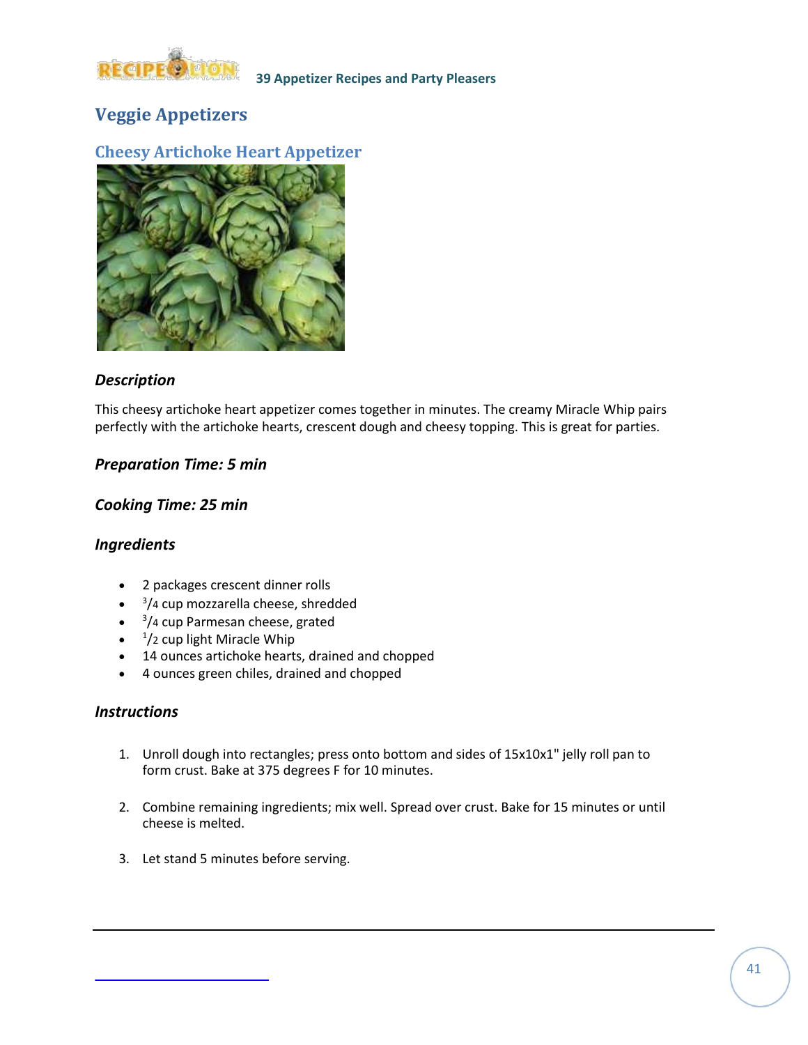## Veggie Appetizers

### Cheesy Artichoke Heart Appetizer

#### *Description*

This cheesy artichoke heart appetizer comes together in minutes. The creamy Miracle Whip pairs perfectly with the artichoke hearts, crescent dough and cheesy topping. This is great for parties.

#### *Preparation Time: 5 min*

#### *Cooking Time: 25 min*

#### *Ingredients*

- 2 packages crescent dinner rolls
- 3/4 cup mozzarella cheese, shredded
- 3/4 cup Parmesan cheese, grated
- 1/2 cup light Miracle Whip
- 14 ounces artichoke hearts, drained and chopped
- 4 ounces green chiles, drained and chopped

#### *Instructions*

1. Unroll dough into rectangles; press onto bottom and sides of 15x10x1" jelly roll pan to form crust. Bake at 375 degrees F for 10 minutes.

2. Combine remaining ingredients; mix well. Spread over crust. Bake for 15 minutes or until cheese is melted.

3. Let stand 5 minutes before serving.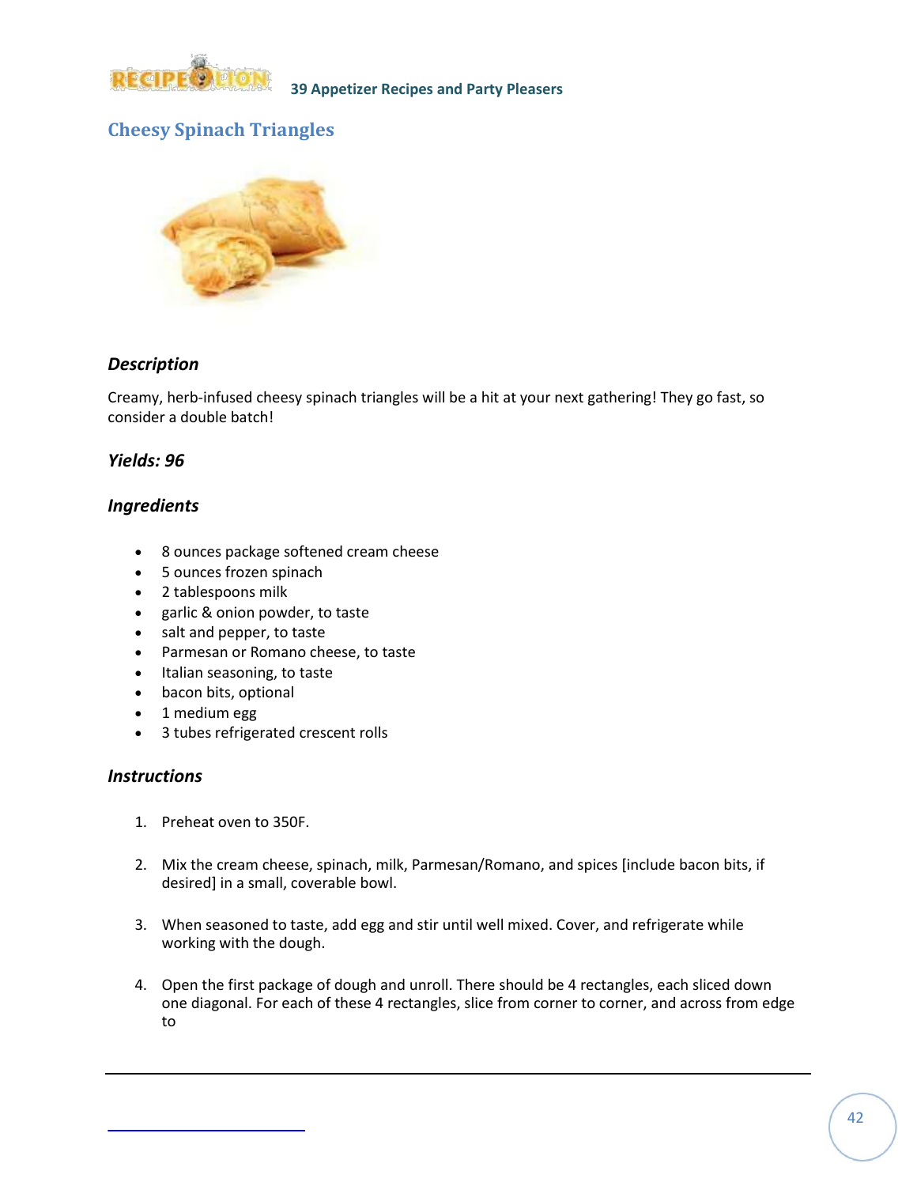## Cheesy Spinach Triangles

### *Description*

Creamy, herb-infused cheesy spinach triangles will be a hit at your next gathering! They go fast, so consider a double batch!

### *Yields: 96*

### *Ingredients*

- 8 ounces package softened cream cheese
- 5 ounces frozen spinach
- 2 tablespoons milk
- garlic & onion powder, to taste
- salt and pepper, to taste
- Parmesan or Romano cheese, to taste
- Italian seasoning, to taste
- bacon bits, optional
- 1 medium egg
- 3 tubes refrigerated crescent rolls

### *Instructions*

1. Preheat oven to 350F.
2. Mix the cream cheese, spinach, milk, Parmesan/Romano, and spices [include bacon bits, if desired] in a small, coverable bowl.
3. When seasoned to taste, add egg and stir until well mixed. Cover, and refrigerate while working with the dough.
4. Open the first package of dough and unroll. There should be 4 rectangles, each sliced down one diagonal. For each of these 4 rectangles, slice from corner to corner, and across from edge to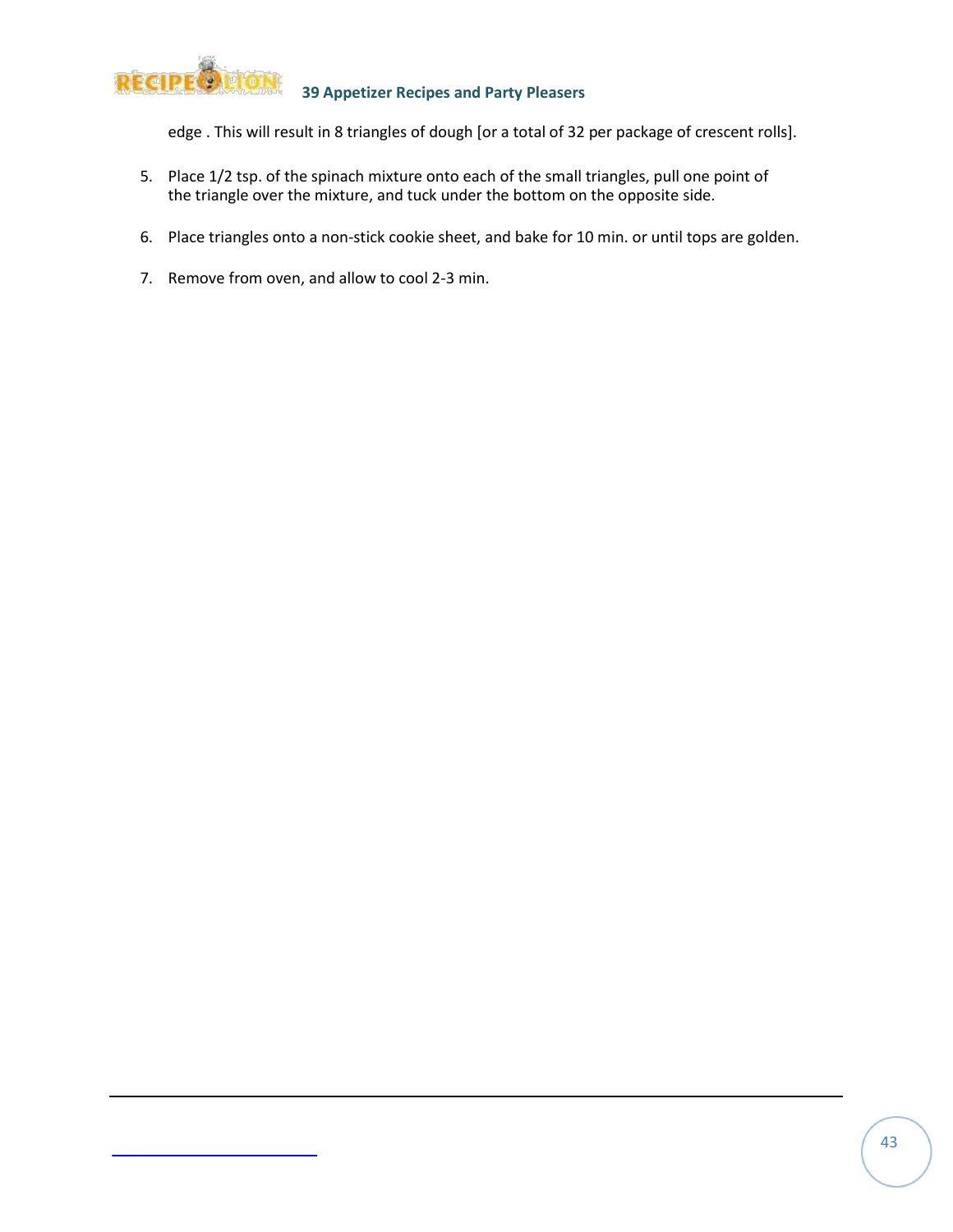edge . This will result in 8 triangles of dough [or a total of 32 per package of crescent rolls].

5. Place 1/2 tsp. of the spinach mixture onto each of the small triangles, pull one point of the triangle over the mixture, and tuck under the bottom on the opposite side.

6. Place triangles onto a non-stick cookie sheet, and bake for 10 min. or until tops are golden.

7. Remove from oven, and allow to cool 2-3 min.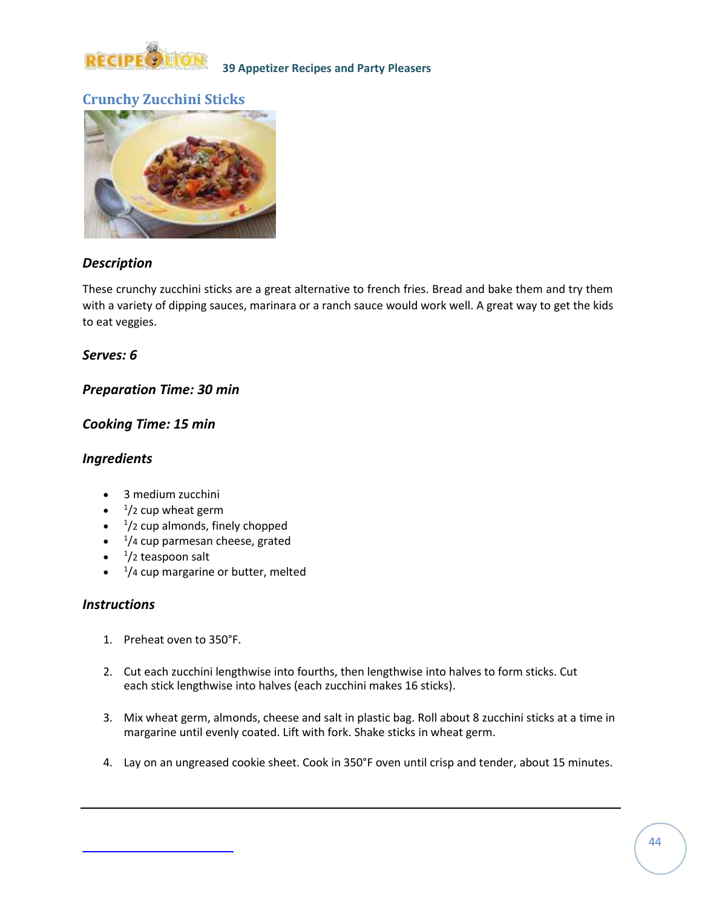## Crunchy Zucchini Sticks

### *Description*

These crunchy zucchini sticks are a great alternative to french fries. Bread and bake them and try them with a variety of dipping sauces, marinara or a ranch sauce would work well. A great way to get the kids to eat veggies.

### *Serves: 6*

### *Preparation Time: 30 min*

### *Cooking Time: 15 min*

### *Ingredients*

- 3 medium zucchini
- 1/2 cup wheat germ
- 1/2 cup almonds, finely chopped
- 1/4 cup parmesan cheese, grated
- 1/2 teaspoon salt
- 1/4 cup margarine or butter, melted

### *Instructions*

1. Preheat oven to 350°F.
2. Cut each zucchini lengthwise into fourths, then lengthwise into halves to form sticks. Cut each stick lengthwise into halves (each zucchini makes 16 sticks).
3. Mix wheat germ, almonds, cheese and salt in plastic bag. Roll about 8 zucchini sticks at a time in margarine until evenly coated. Lift with fork. Shake sticks in wheat germ.
4. Lay on an ungreased cookie sheet. Cook in 350°F oven until crisp and tender, about 15 minutes.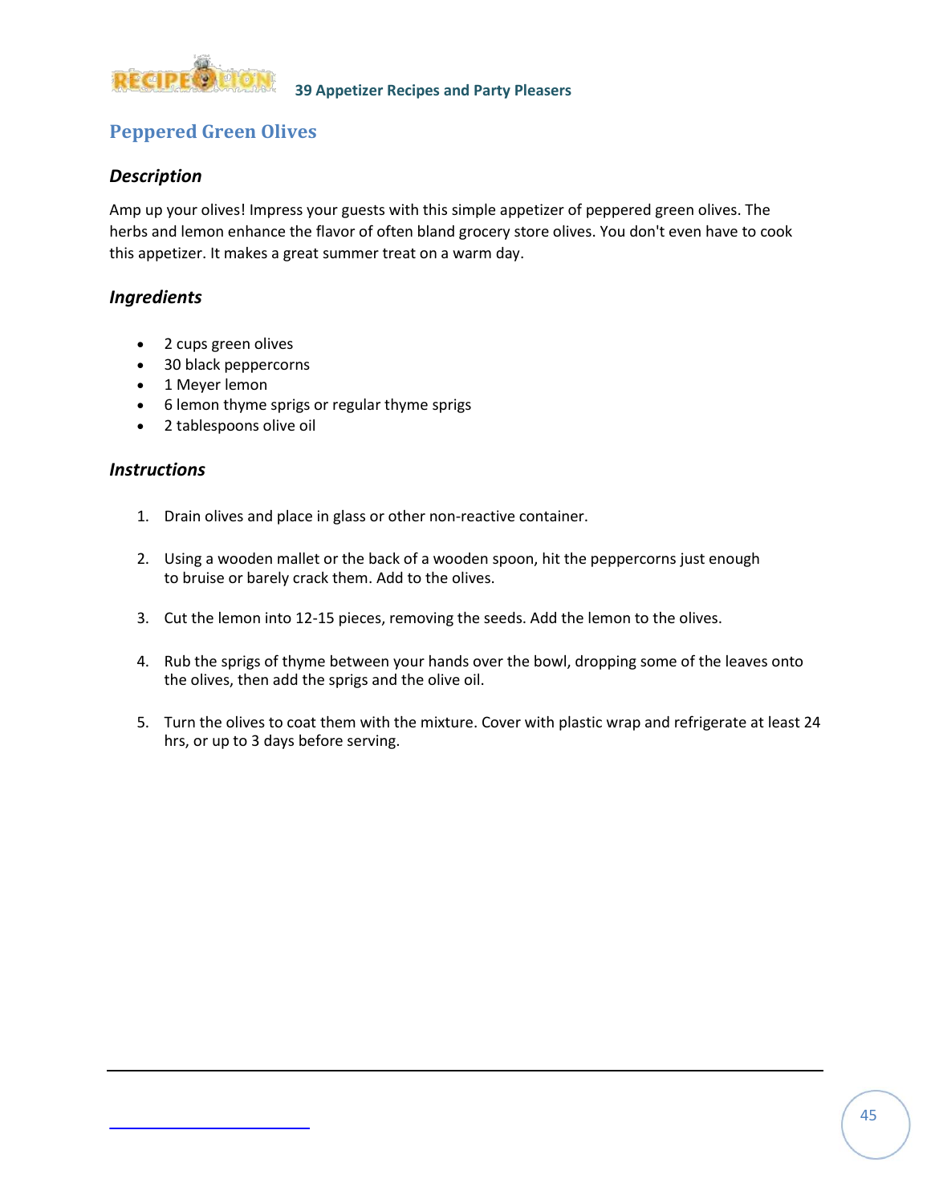## Peppered Green Olives

### *Description*

Amp up your olives! Impress your guests with this simple appetizer of peppered green olives. The herbs and lemon enhance the flavor of often bland grocery store olives. You don't even have to cook this appetizer. It makes a great summer treat on a warm day.

### *Ingredients*

- 2 cups green olives
- 30 black peppercorns
- 1 Meyer lemon
- 6 lemon thyme sprigs or regular thyme sprigs
- 2 tablespoons olive oil

### *Instructions*

1. Drain olives and place in glass or other non-reactive container.

2. Using a wooden mallet or the back of a wooden spoon, hit the peppercorns just enough to bruise or barely crack them. Add to the olives.

3. Cut the lemon into 12-15 pieces, removing the seeds. Add the lemon to the olives.

4. Rub the sprigs of thyme between your hands over the bowl, dropping some of the leaves onto the olives, then add the sprigs and the olive oil.

5. Turn the olives to coat them with the mixture. Cover with plastic wrap and refrigerate at least 24 hrs, or up to 3 days before serving.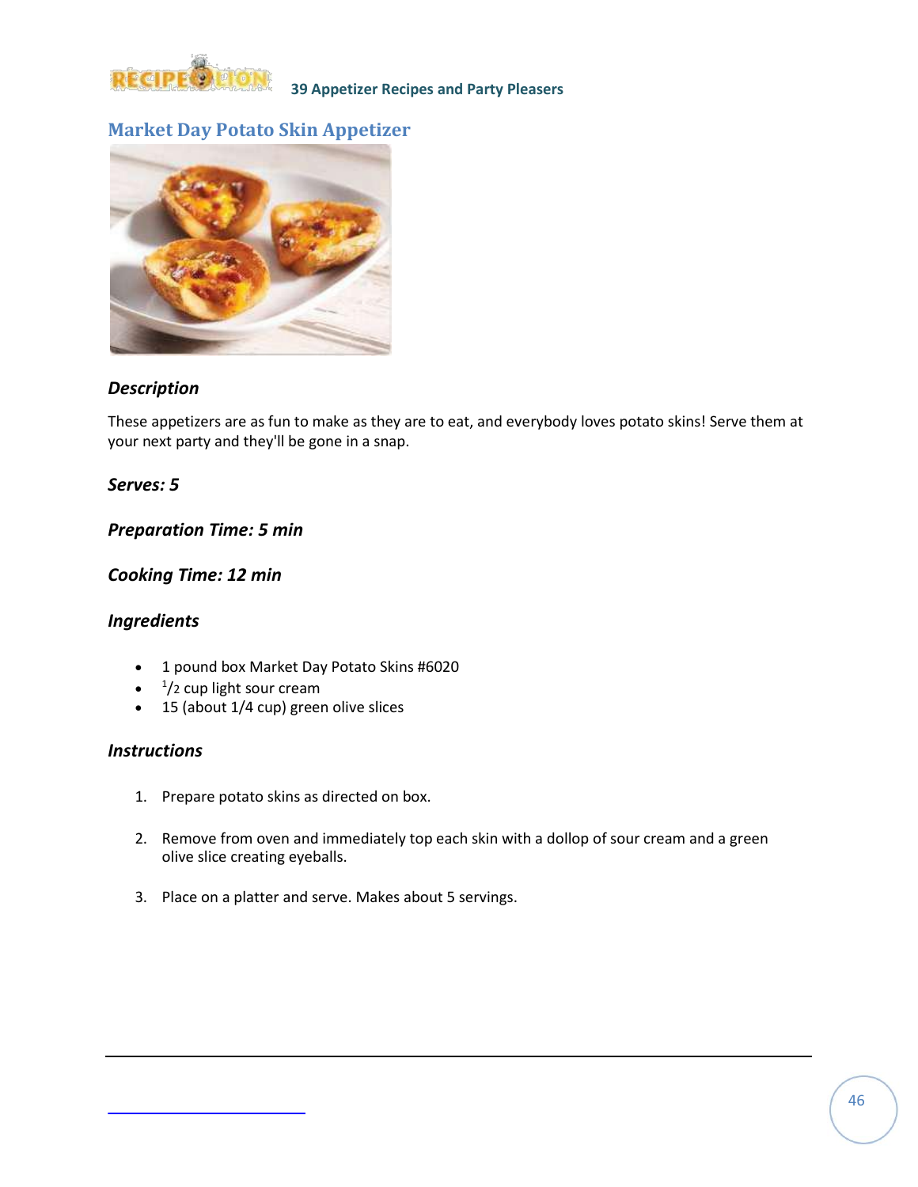## Market Day Potato Skin Appetizer

### *Description*

These appetizers are as fun to make as they are to eat, and everybody loves potato skins! Serve them at your next party and they'll be gone in a snap.

### *Serves: 5*

### *Preparation Time: 5 min*

### *Cooking Time: 12 min*

### *Ingredients*

- 1 pound box Market Day Potato Skins #6020
- 1/2 cup light sour cream
- 15 (about 1/4 cup) green olive slices

### *Instructions*

1. Prepare potato skins as directed on box.
2. Remove from oven and immediately top each skin with a dollop of sour cream and a green olive slice creating eyeballs.
3. Place on a platter and serve. Makes about 5 servings.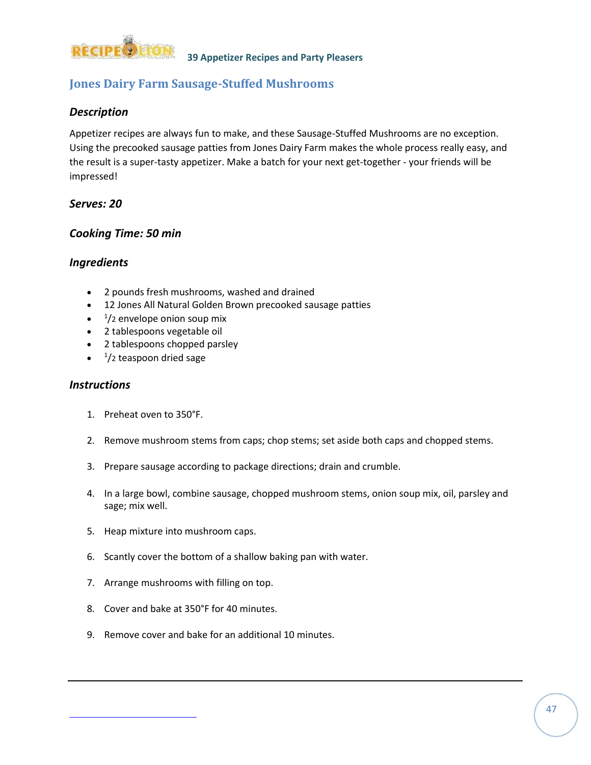## Jones Dairy Farm Sausage-Stuffed Mushrooms

### *Description*

Appetizer recipes are always fun to make, and these Sausage-Stuffed Mushrooms are no exception. Using the precooked sausage patties from Jones Dairy Farm makes the whole process really easy, and the result is a super-tasty appetizer. Make a batch for your next get-together - your friends will be impressed!

### *Serves: 20*

### *Cooking Time: 50 min*

### *Ingredients*

- 2 pounds fresh mushrooms, washed and drained
- 12 Jones All Natural Golden Brown precooked sausage patties
- 1/2 envelope onion soup mix
- 2 tablespoons vegetable oil
- 2 tablespoons chopped parsley
- 1/2 teaspoon dried sage

### *Instructions*

1. Preheat oven to 350°F.
2. Remove mushroom stems from caps; chop stems; set aside both caps and chopped stems.
3. Prepare sausage according to package directions; drain and crumble.
4. In a large bowl, combine sausage, chopped mushroom stems, onion soup mix, oil, parsley and sage; mix well.
5. Heap mixture into mushroom caps.
6. Scantly cover the bottom of a shallow baking pan with water.
7. Arrange mushrooms with filling on top.
8. Cover and bake at 350°F for 40 minutes.
9. Remove cover and bake for an additional 10 minutes.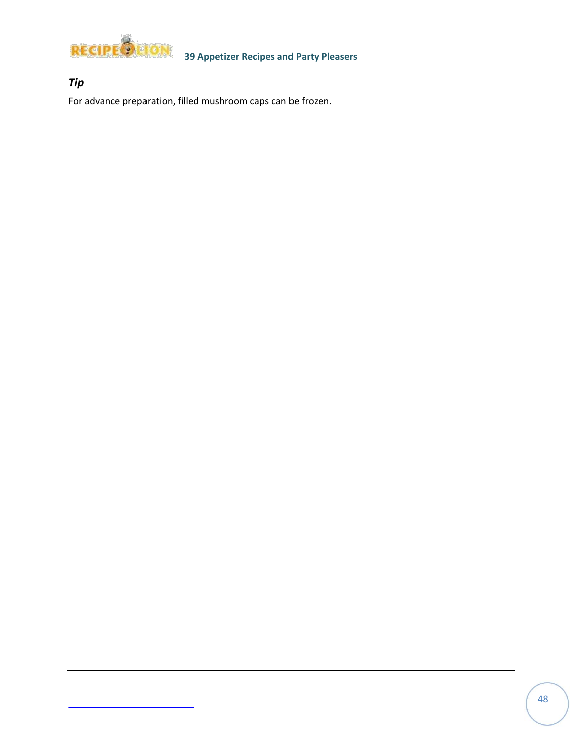### *Tip*

For advance preparation, filled mushroom caps can be frozen.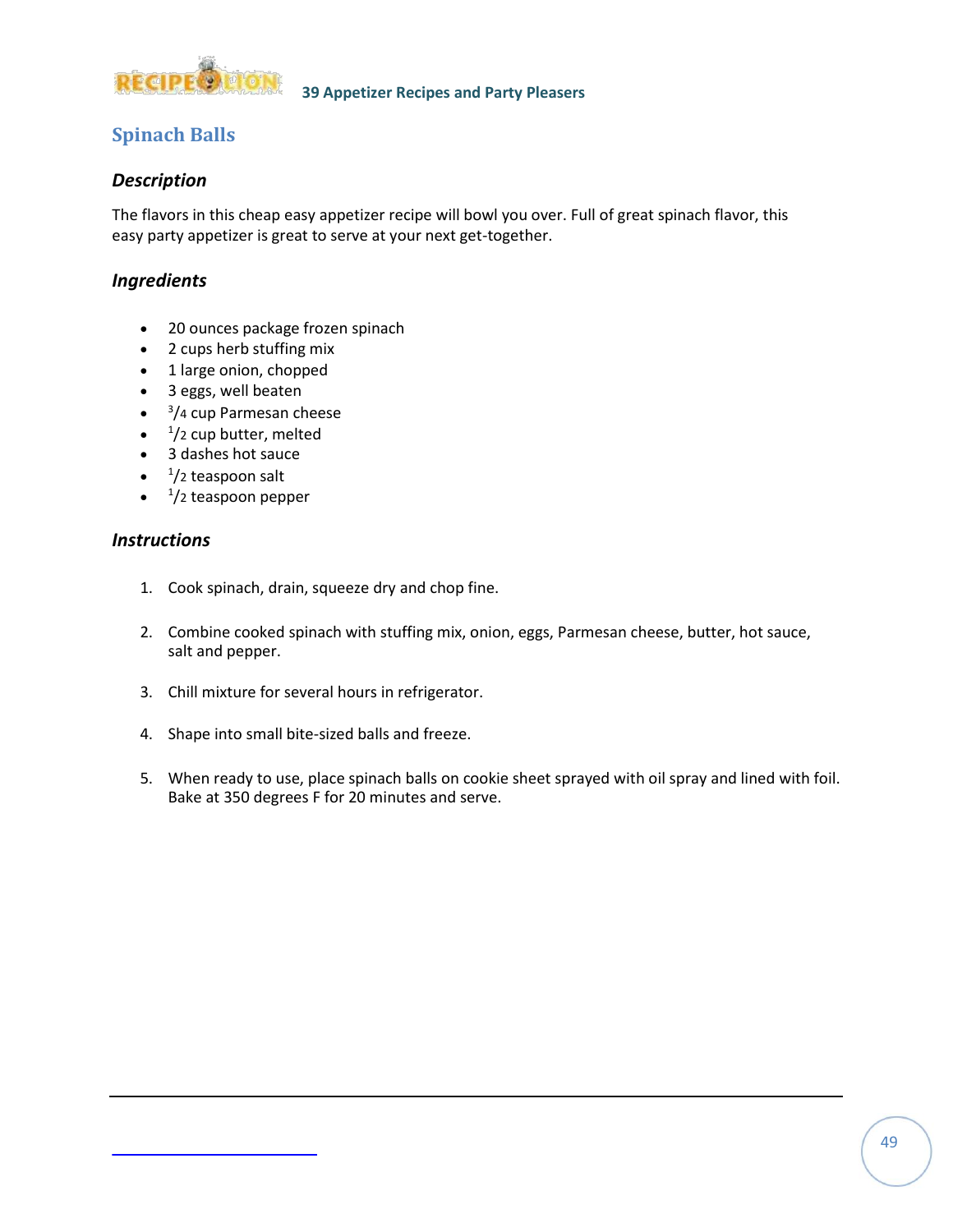## Spinach Balls

### Description

The flavors in this cheap easy appetizer recipe will bowl you over. Full of great spinach flavor, this easy party appetizer is great to serve at your next get-together.

### Ingredients

- 20 ounces package frozen spinach
- 2 cups herb stuffing mix
- 1 large onion, chopped
- 3 eggs, well beaten
- 3/4 cup Parmesan cheese
- 1/2 cup butter, melted
- 3 dashes hot sauce
- 1/2 teaspoon salt
- 1/2 teaspoon pepper

### Instructions

1. Cook spinach, drain, squeeze dry and chop fine.
2. Combine cooked spinach with stuffing mix, onion, eggs, Parmesan cheese, butter, hot sauce, salt and pepper.
3. Chill mixture for several hours in refrigerator.
4. Shape into small bite-sized balls and freeze.
5. When ready to use, place spinach balls on cookie sheet sprayed with oil spray and lined with foil. Bake at 350 degrees F for 20 minutes and serve.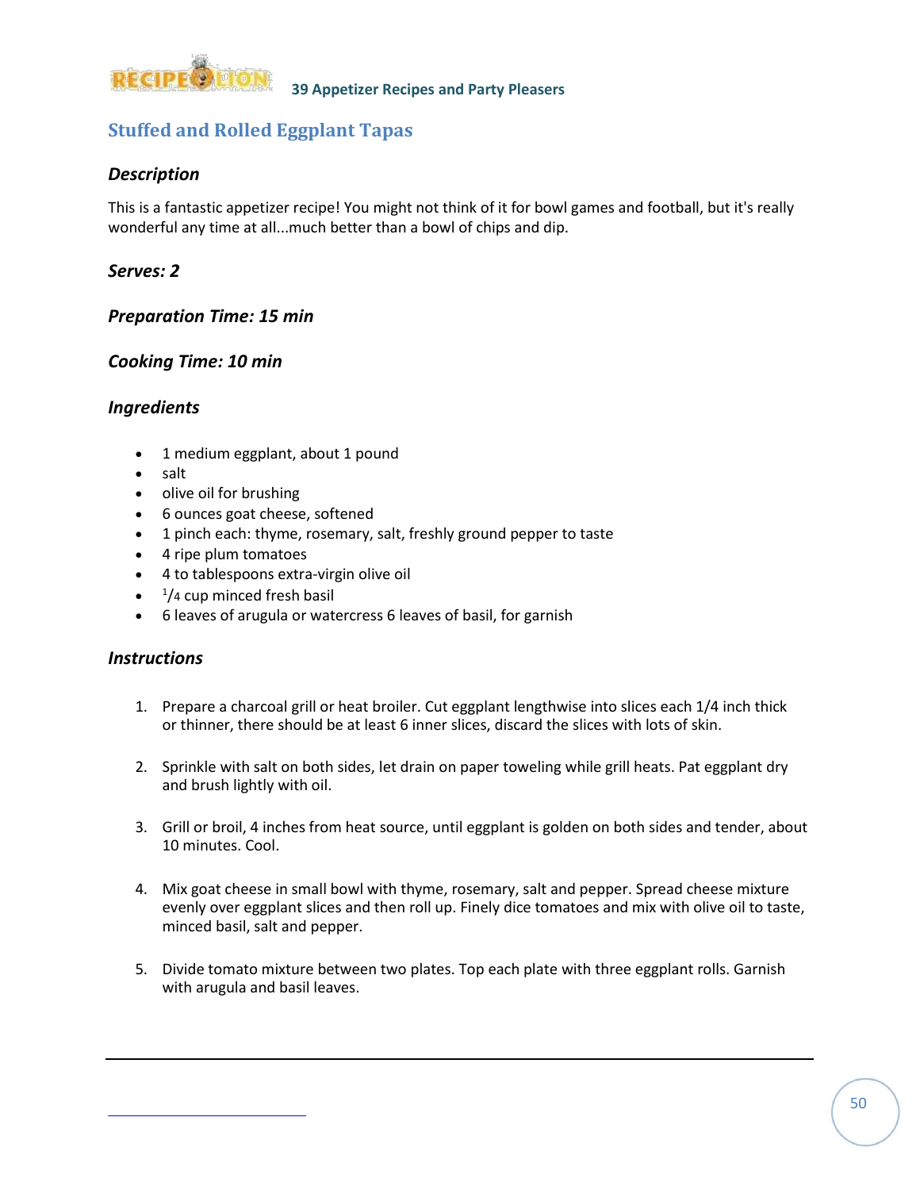## Stuffed and Rolled Eggplant Tapas

### *Description*

This is a fantastic appetizer recipe! You might not think of it for bowl games and football, but it's really wonderful any time at all...much better than a bowl of chips and dip.

### *Serves: 2*

### *Preparation Time: 15 min*

### *Cooking Time: 10 min*

### *Ingredients*

- 1 medium eggplant, about 1 pound
- salt
- olive oil for brushing
- 6 ounces goat cheese, softened
- 1 pinch each: thyme, rosemary, salt, freshly ground pepper to taste
- 4 ripe plum tomatoes
- 4 to tablespoons extra-virgin olive oil
- 1/4 cup minced fresh basil
- 6 leaves of arugula or watercress 6 leaves of basil, for garnish

### *Instructions*

1. Prepare a charcoal grill or heat broiler. Cut eggplant lengthwise into slices each 1/4 inch thick or thinner, there should be at least 6 inner slices, discard the slices with lots of skin.

2. Sprinkle with salt on both sides, let drain on paper toweling while grill heats. Pat eggplant dry and brush lightly with oil.

3. Grill or broil, 4 inches from heat source, until eggplant is golden on both sides and tender, about 10 minutes. Cool.

4. Mix goat cheese in small bowl with thyme, rosemary, salt and pepper. Spread cheese mixture evenly over eggplant slices and then roll up. Finely dice tomatoes and mix with olive oil to taste, minced basil, salt and pepper.

5. Divide tomato mixture between two plates. Top each plate with three eggplant rolls. Garnish with arugula and basil leaves.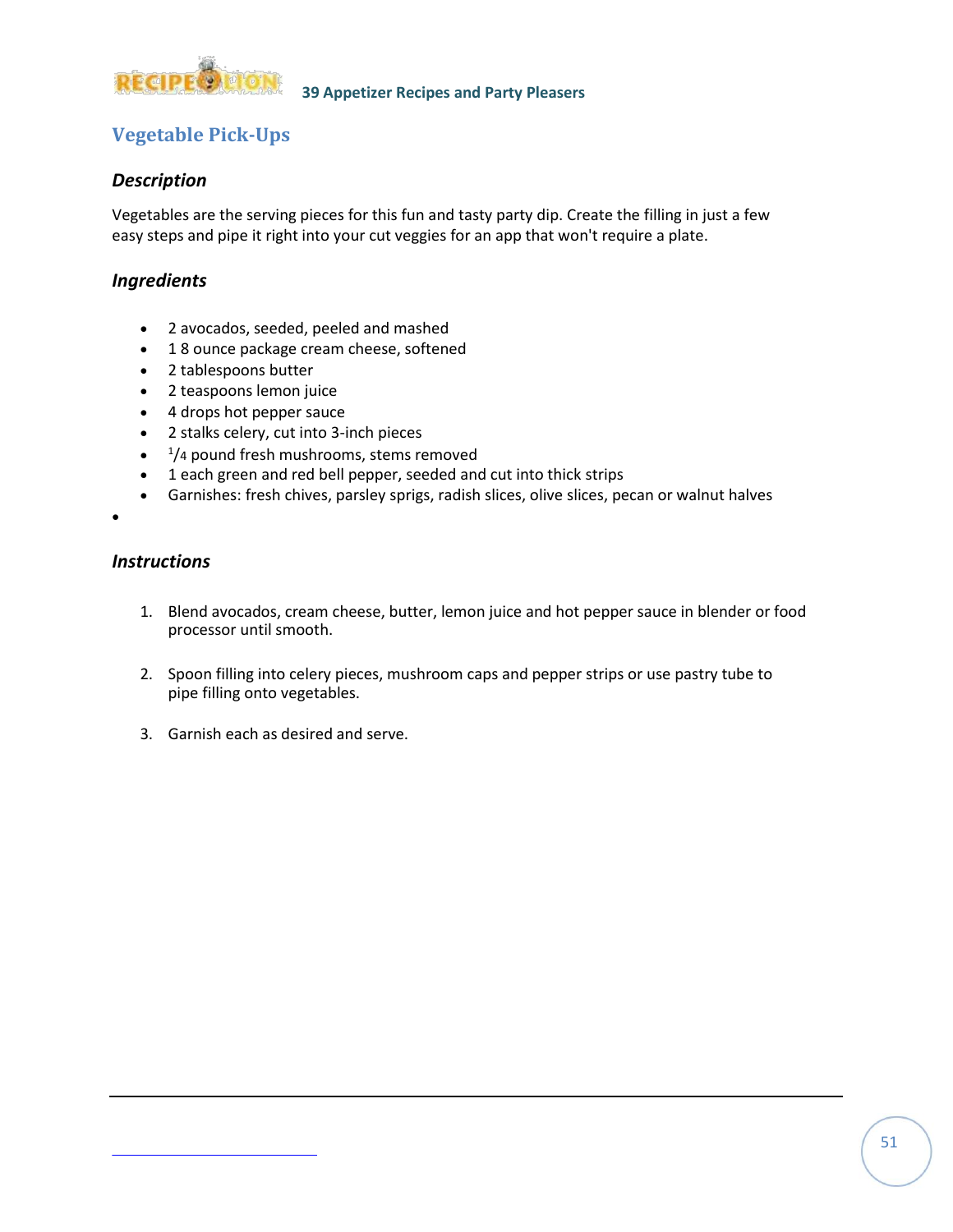## Vegetable Pick-Ups

### *Description*

Vegetables are the serving pieces for this fun and tasty party dip. Create the filling in just a few easy steps and pipe it right into your cut veggies for an app that won't require a plate.

### *Ingredients*

- 2 avocados, seeded, peeled and mashed
- 1 8 ounce package cream cheese, softened
- 2 tablespoons butter
- 2 teaspoons lemon juice
- 4 drops hot pepper sauce
- 2 stalks celery, cut into 3-inch pieces
- 1/4 pound fresh mushrooms, stems removed
- 1 each green and red bell pepper, seeded and cut into thick strips
- Garnishes: fresh chives, parsley sprigs, radish slices, olive slices, pecan or walnut halves

### *Instructions*

1. Blend avocados, cream cheese, butter, lemon juice and hot pepper sauce in blender or food processor until smooth.
2. Spoon filling into celery pieces, mushroom caps and pepper strips or use pastry tube to pipe filling onto vegetables.
3. Garnish each as desired and serve.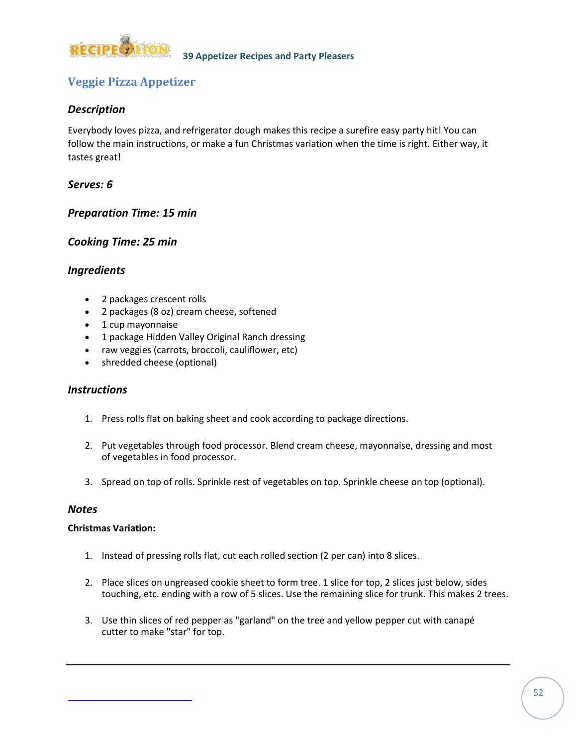## Veggie Pizza Appetizer

### *Description*

Everybody loves pizza, and refrigerator dough makes this recipe a surefire easy party hit! You can follow the main instructions, or make a fun Christmas variation when the time is right. Either way, it tastes great!

### *Serves: 6*

### *Preparation Time: 15 min*

### *Cooking Time: 25 min*

### *Ingredients*

- 2 packages crescent rolls
- 2 packages (8 oz) cream cheese, softened
- 1 cup mayonnaise
- 1 package Hidden Valley Original Ranch dressing
- raw veggies (carrots, broccoli, cauliflower, etc)
- shredded cheese (optional)

### *Instructions*

1. Press rolls flat on baking sheet and cook according to package directions.
2. Put vegetables through food processor. Blend cream cheese, mayonnaise, dressing and most of vegetables in food processor.
3. Spread on top of rolls. Sprinkle rest of vegetables on top. Sprinkle cheese on top (optional).

### *Notes*

**Christmas Variation:**

1. Instead of pressing rolls flat, cut each rolled section (2 per can) into 8 slices.
2. Place slices on ungreased cookie sheet to form tree. 1 slice for top, 2 slices just below, sides touching, etc. ending with a row of 5 slices. Use the remaining slice for trunk. This makes 2 trees.
3. Use thin slices of red pepper as "garland" on the tree and yellow pepper cut with canapé cutter to make "star" for top.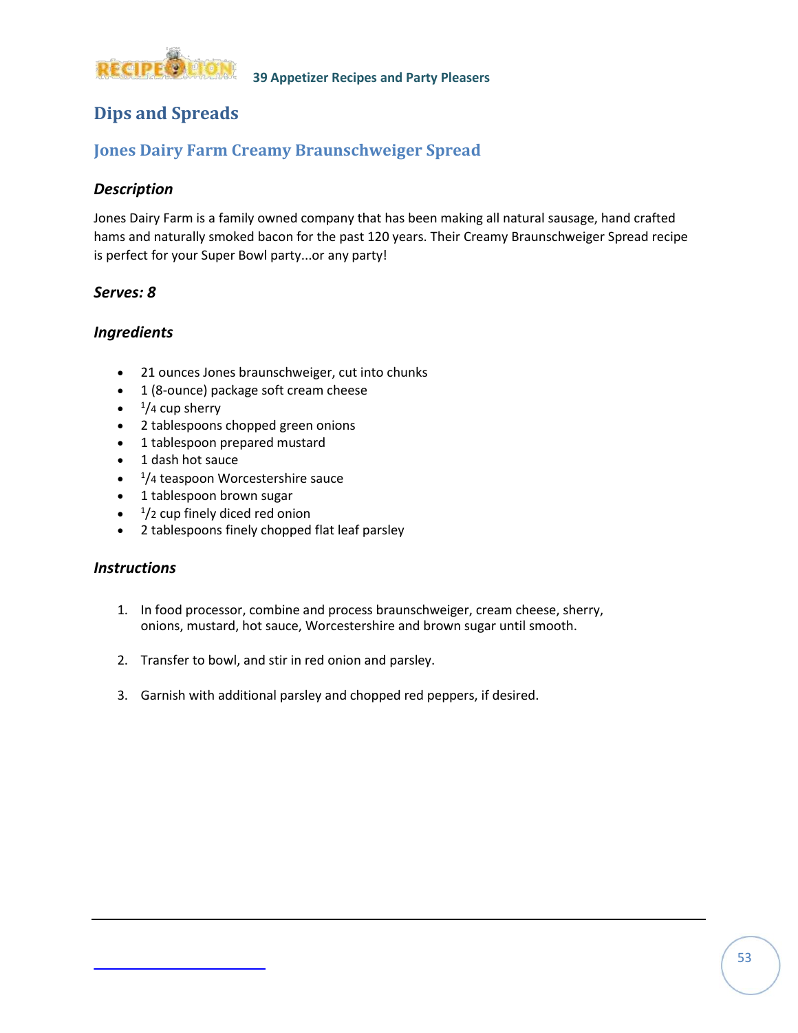## Dips and Spreads

### Jones Dairy Farm Creamy Braunschweiger Spread

#### *Description*

Jones Dairy Farm is a family owned company that has been making all natural sausage, hand crafted hams and naturally smoked bacon for the past 120 years. Their Creamy Braunschweiger Spread recipe is perfect for your Super Bowl party...or any party!

#### *Serves: 8*

#### *Ingredients*

- 21 ounces Jones braunschweiger, cut into chunks
- 1 (8-ounce) package soft cream cheese
- 1/4 cup sherry
- 2 tablespoons chopped green onions
- 1 tablespoon prepared mustard
- 1 dash hot sauce
- 1/4 teaspoon Worcestershire sauce
- 1 tablespoon brown sugar
- 1/2 cup finely diced red onion
- 2 tablespoons finely chopped flat leaf parsley

#### *Instructions*

1. In food processor, combine and process braunschweiger, cream cheese, sherry, onions, mustard, hot sauce, Worcestershire and brown sugar until smooth.
2. Transfer to bowl, and stir in red onion and parsley.
3. Garnish with additional parsley and chopped red peppers, if desired.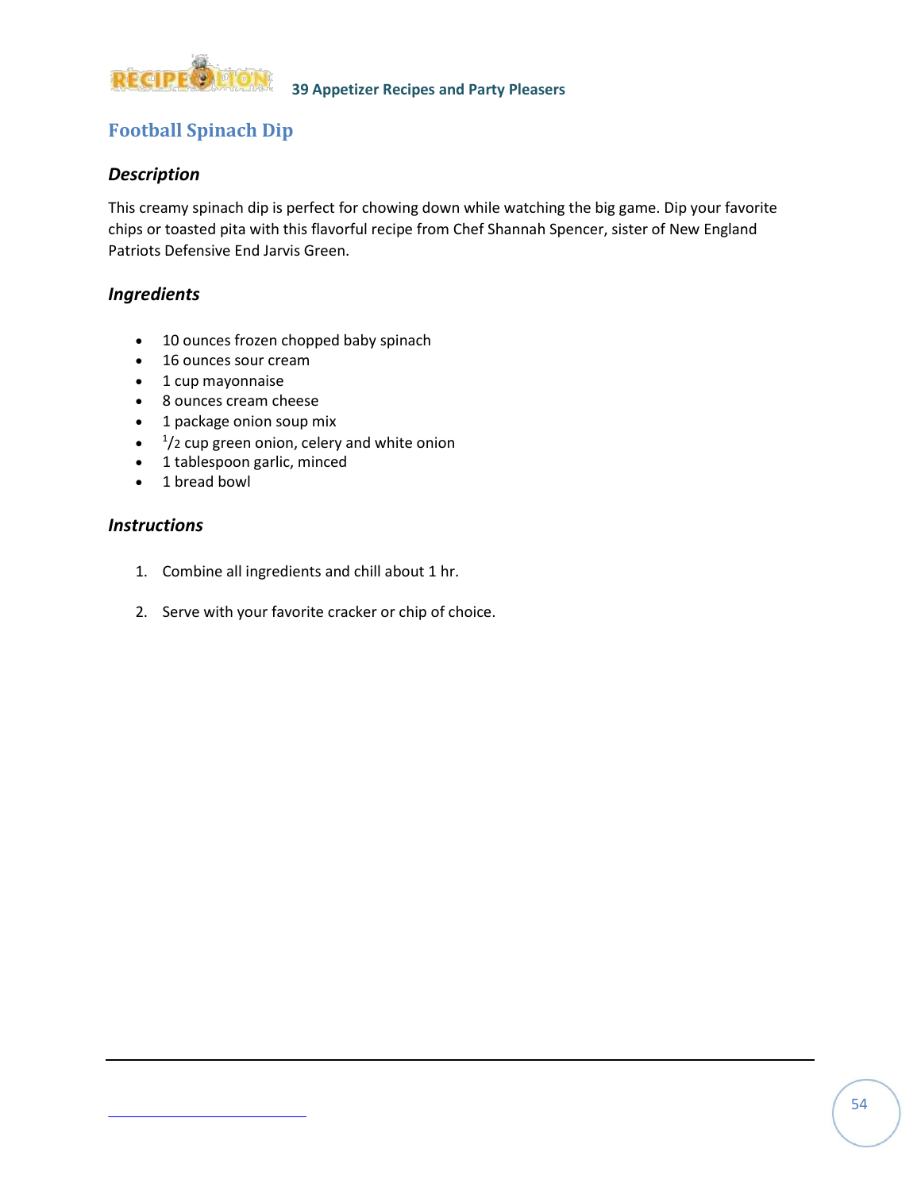# Football Spinach Dip

### *Description*

This creamy spinach dip is perfect for chowing down while watching the big game. Dip your favorite chips or toasted pita with this flavorful recipe from Chef Shannah Spencer, sister of New England Patriots Defensive End Jarvis Green.

### *Ingredients*

- 10 ounces frozen chopped baby spinach
- 16 ounces sour cream
- 1 cup mayonnaise
- 8 ounces cream cheese
- 1 package onion soup mix
- 1/2 cup green onion, celery and white onion
- 1 tablespoon garlic, minced
- 1 bread bowl

### *Instructions*

1. Combine all ingredients and chill about 1 hr.
2. Serve with your favorite cracker or chip of choice.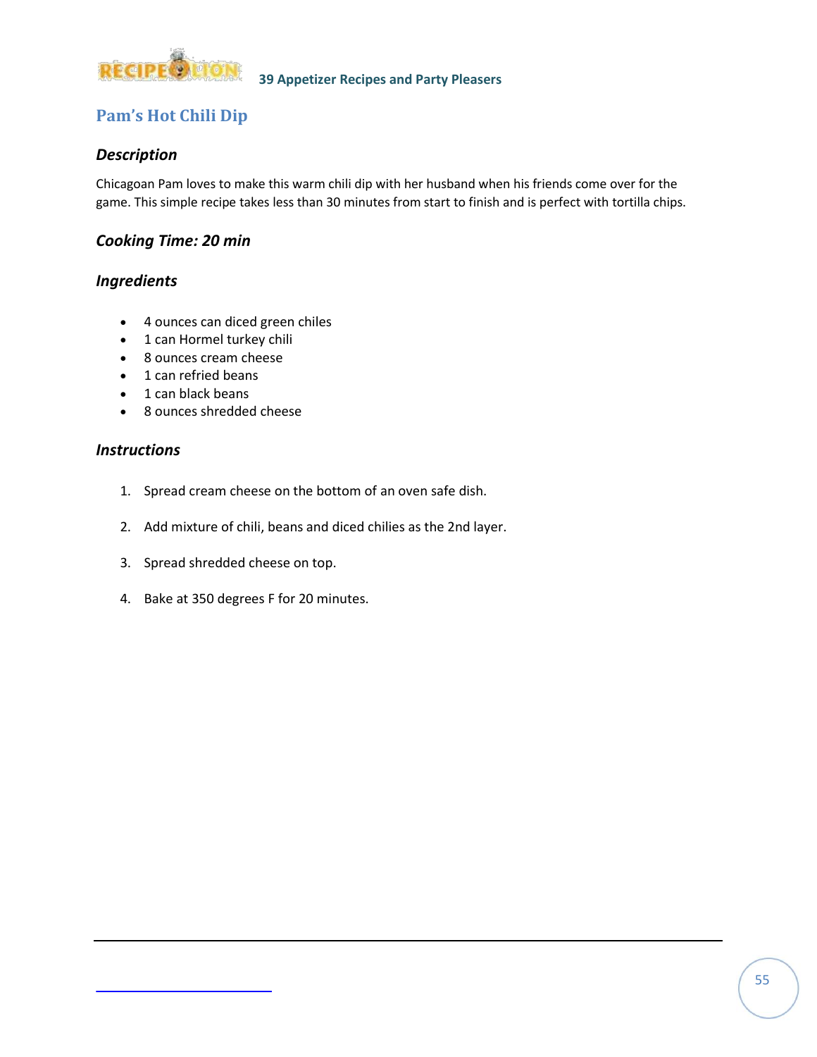## Pam's Hot Chili Dip

### *Description*

Chicagoan Pam loves to make this warm chili dip with her husband when his friends come over for the game. This simple recipe takes less than 30 minutes from start to finish and is perfect with tortilla chips.

### *Cooking Time: 20 min*

### *Ingredients*

- 4 ounces can diced green chiles
- 1 can Hormel turkey chili
- 8 ounces cream cheese
- 1 can refried beans
- 1 can black beans
- 8 ounces shredded cheese

### *Instructions*

1. Spread cream cheese on the bottom of an oven safe dish.

2. Add mixture of chili, beans and diced chilies as the 2nd layer.

3. Spread shredded cheese on top.

4. Bake at 350 degrees F for 20 minutes.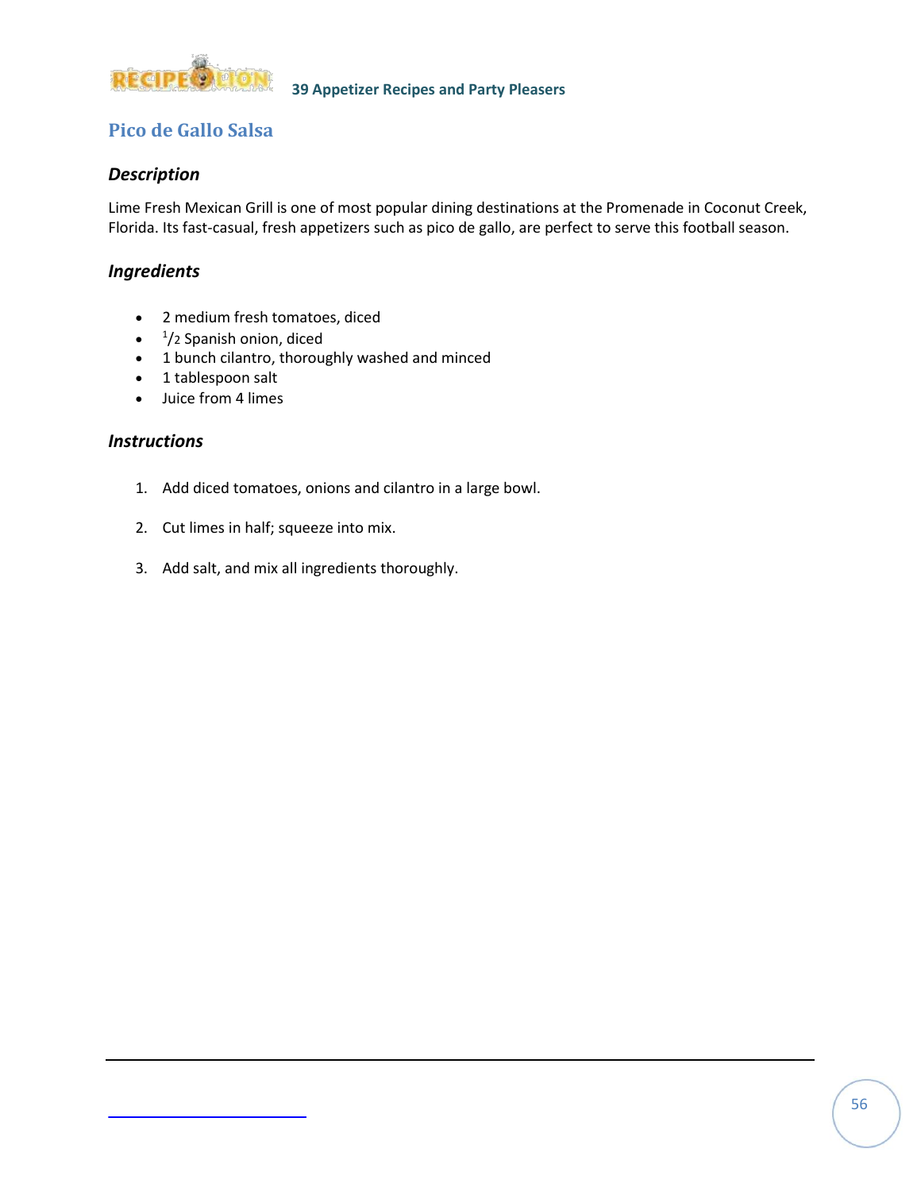## Pico de Gallo Salsa

### *Description*

Lime Fresh Mexican Grill is one of most popular dining destinations at the Promenade in Coconut Creek, Florida. Its fast-casual, fresh appetizers such as pico de gallo, are perfect to serve this football season.

### *Ingredients*

- 2 medium fresh tomatoes, diced
- 1/2 Spanish onion, diced
- 1 bunch cilantro, thoroughly washed and minced
- 1 tablespoon salt
- Juice from 4 limes

### *Instructions*

1. Add diced tomatoes, onions and cilantro in a large bowl.
2. Cut limes in half; squeeze into mix.
3. Add salt, and mix all ingredients thoroughly.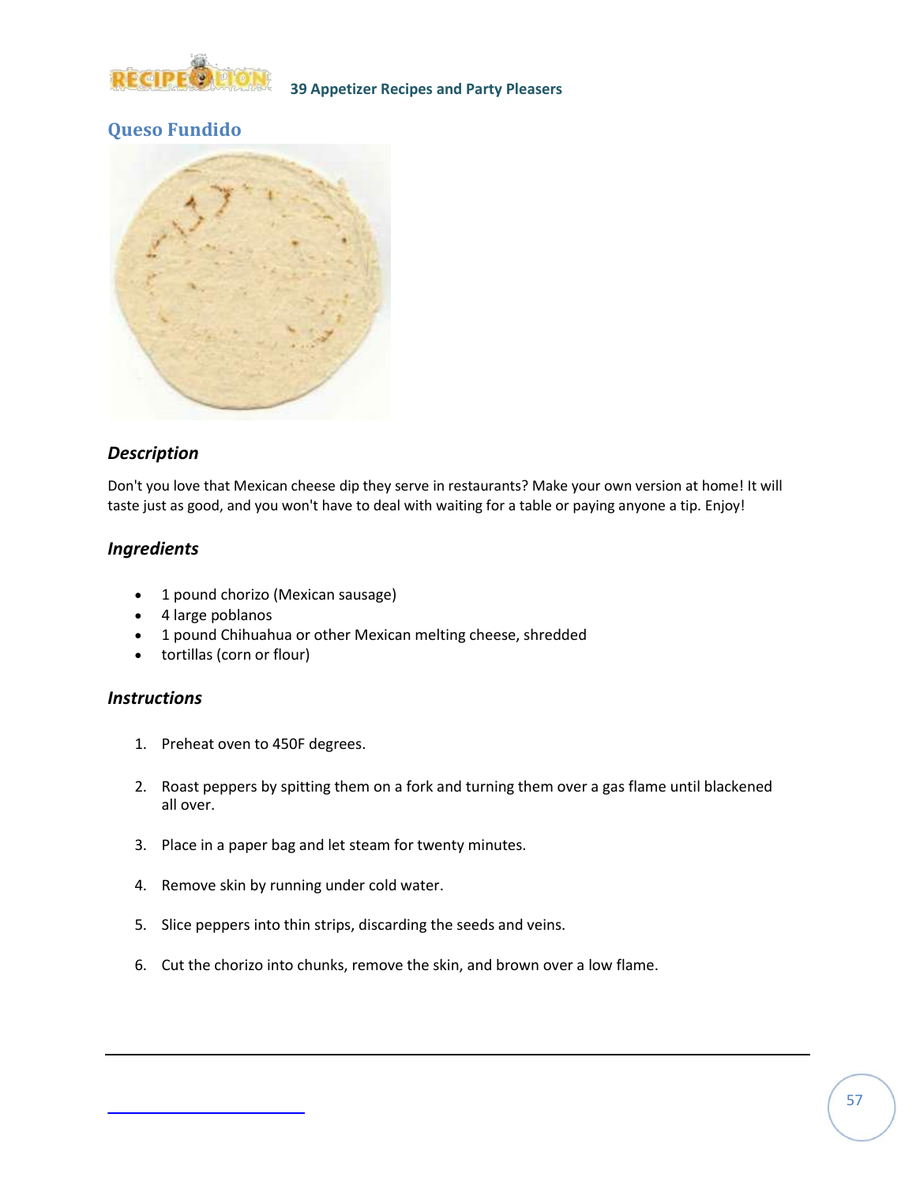## Queso Fundido

### *Description*

Don't you love that Mexican cheese dip they serve in restaurants? Make your own version at home! It will taste just as good, and you won't have to deal with waiting for a table or paying anyone a tip. Enjoy!

### *Ingredients*

- 1 pound chorizo (Mexican sausage)
- 4 large poblanos
- 1 pound Chihuahua or other Mexican melting cheese, shredded
- tortillas (corn or flour)

### *Instructions*

1. Preheat oven to 450F degrees.
2. Roast peppers by spitting them on a fork and turning them over a gas flame until blackened all over.
3. Place in a paper bag and let steam for twenty minutes.
4. Remove skin by running under cold water.
5. Slice peppers into thin strips, discarding the seeds and veins.
6. Cut the chorizo into chunks, remove the skin, and brown over a low flame.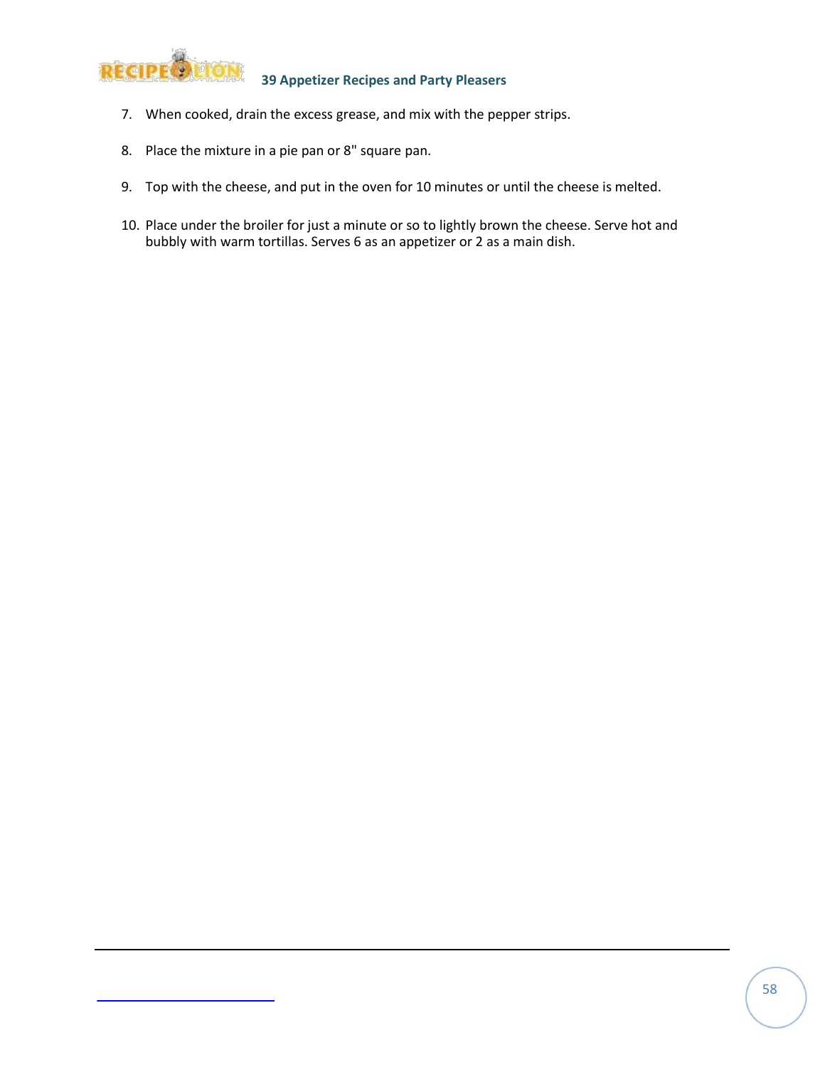7. When cooked, drain the excess grease, and mix with the pepper strips.
8. Place the mixture in a pie pan or 8" square pan.
9. Top with the cheese, and put in the oven for 10 minutes or until the cheese is melted.
10. Place under the broiler for just a minute or so to lightly brown the cheese. Serve hot and bubbly with warm tortillas. Serves 6 as an appetizer or 2 as a main dish.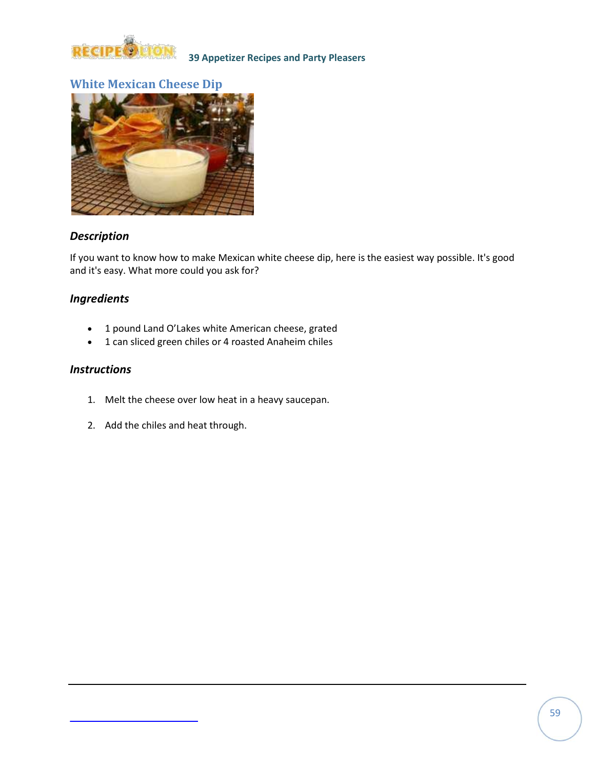## White Mexican Cheese Dip

### *Description*

If you want to know how to make Mexican white cheese dip, here is the easiest way possible. It's good and it's easy. What more could you ask for?

### *Ingredients*

- 1 pound Land O'Lakes white American cheese, grated
- 1 can sliced green chiles or 4 roasted Anaheim chiles

### *Instructions*

1. Melt the cheese over low heat in a heavy saucepan.
2. Add the chiles and heat through.